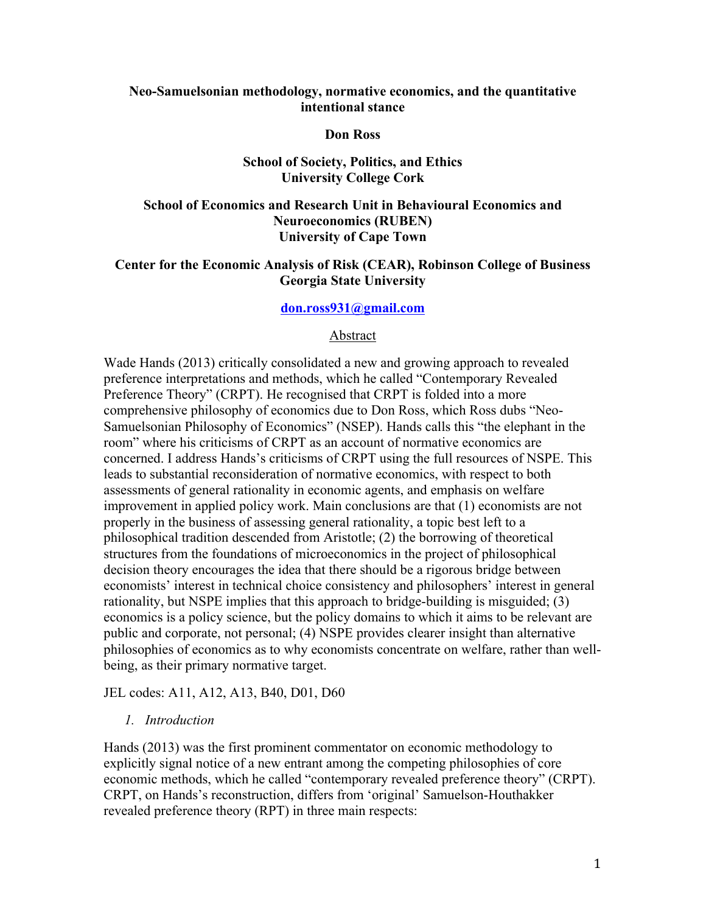**Neo-Samuelsonian methodology, normative economics, and the quantitative intentional stance**

**Don Ross**

**School of Society, Politics, and Ethics**
**University College Cork**

**School of Economics and Research Unit in Behavioural Economics and Neuroeconomics (RUBEN)**
**University of Cape Town**

**Center for the Economic Analysis of Risk (CEAR), Robinson College of Business**
**Georgia State University**

**don.ross931@gmail.com**

Abstract

Wade Hands (2013) critically consolidated a new and growing approach to revealed preference interpretations and methods, which he called "Contemporary Revealed Preference Theory" (CRPT). He recognised that CRPT is folded into a more comprehensive philosophy of economics due to Don Ross, which Ross dubs "Neo-Samuelsonian Philosophy of Economics" (NSEP). Hands calls this "the elephant in the room" where his criticisms of CRPT as an account of normative economics are concerned. I address Hands's criticisms of CRPT using the full resources of NSPE. This leads to substantial reconsideration of normative economics, with respect to both assessments of general rationality in economic agents, and emphasis on welfare improvement in applied policy work. Main conclusions are that (1) economists are not properly in the business of assessing general rationality, a topic best left to a philosophical tradition descended from Aristotle; (2) the borrowing of theoretical structures from the foundations of microeconomics in the project of philosophical decision theory encourages the idea that there should be a rigorous bridge between economists' interest in technical choice consistency and philosophers' interest in general rationality, but NSPE implies that this approach to bridge-building is misguided; (3) economics is a policy science, but the policy domains to which it aims to be relevant are public and corporate, not personal; (4) NSPE provides clearer insight than alternative philosophies of economics as to why economists concentrate on welfare, rather than well-being, as their primary normative target.

JEL codes: A11, A12, A13, B40, D01, D60

## *1. Introduction*

Hands (2013) was the first prominent commentator on economic methodology to explicitly signal notice of a new entrant among the competing philosophies of core economic methods, which he called "contemporary revealed preference theory" (CRPT). CRPT, on Hands's reconstruction, differs from 'original' Samuelson-Houthakker revealed preference theory (RPT) in three main respects: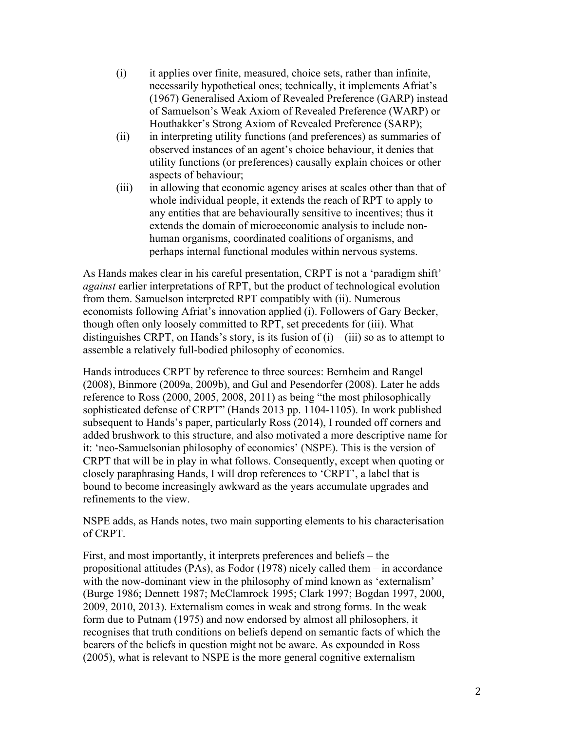(i) it applies over finite, measured, choice sets, rather than infinite, necessarily hypothetical ones; technically, it implements Afriat's (1967) Generalised Axiom of Revealed Preference (GARP) instead of Samuelson's Weak Axiom of Revealed Preference (WARP) or Houthakker's Strong Axiom of Revealed Preference (SARP);

(ii) in interpreting utility functions (and preferences) as summaries of observed instances of an agent's choice behaviour, it denies that utility functions (or preferences) causally explain choices or other aspects of behaviour;

(iii) in allowing that economic agency arises at scales other than that of whole individual people, it extends the reach of RPT to apply to any entities that are behaviourally sensitive to incentives; thus it extends the domain of microeconomic analysis to include non-human organisms, coordinated coalitions of organisms, and perhaps internal functional modules within nervous systems.

As Hands makes clear in his careful presentation, CRPT is not a 'paradigm shift' *against* earlier interpretations of RPT, but the product of technological evolution from them. Samuelson interpreted RPT compatibly with (ii). Numerous economists following Afriat's innovation applied (i). Followers of Gary Becker, though often only loosely committed to RPT, set precedents for (iii). What distinguishes CRPT, on Hands's story, is its fusion of (i) – (iii) so as to attempt to assemble a relatively full-bodied philosophy of economics.

Hands introduces CRPT by reference to three sources: Bernheim and Rangel (2008), Binmore (2009a, 2009b), and Gul and Pesendorfer (2008). Later he adds reference to Ross (2000, 2005, 2008, 2011) as being "the most philosophically sophisticated defense of CRPT" (Hands 2013 pp. 1104-1105). In work published subsequent to Hands's paper, particularly Ross (2014), I rounded off corners and added brushwork to this structure, and also motivated a more descriptive name for it: 'neo-Samuelsonian philosophy of economics' (NSPE). This is the version of CRPT that will be in play in what follows. Consequently, except when quoting or closely paraphrasing Hands, I will drop references to 'CRPT', a label that is bound to become increasingly awkward as the years accumulate upgrades and refinements to the view.

NSPE adds, as Hands notes, two main supporting elements to his characterisation of CRPT.

First, and most importantly, it interprets preferences and beliefs – the propositional attitudes (PAs), as Fodor (1978) nicely called them – in accordance with the now-dominant view in the philosophy of mind known as 'externalism' (Burge 1986; Dennett 1987; McClamrock 1995; Clark 1997; Bogdan 1997, 2000, 2009, 2010, 2013). Externalism comes in weak and strong forms. In the weak form due to Putnam (1975) and now endorsed by almost all philosophers, it recognises that truth conditions on beliefs depend on semantic facts of which the bearers of the beliefs in question might not be aware. As expounded in Ross (2005), what is relevant to NSPE is the more general cognitive externalism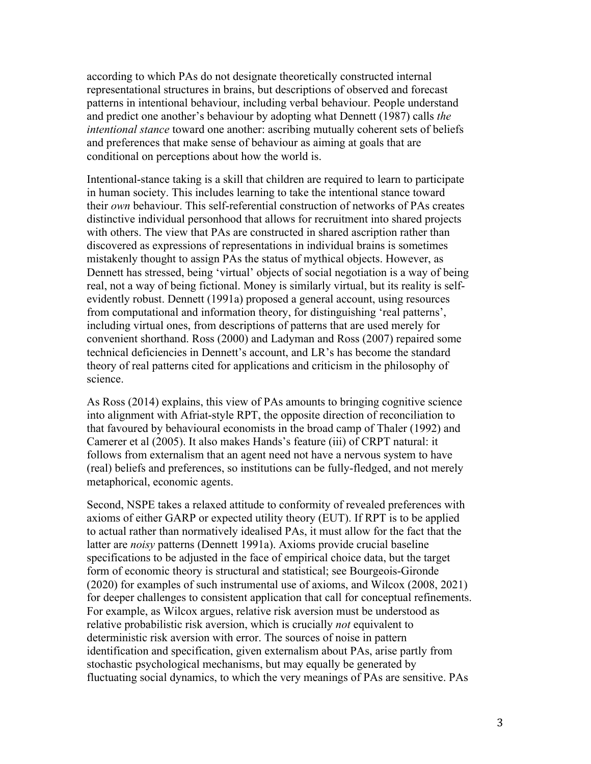according to which PAs do not designate theoretically constructed internal representational structures in brains, but descriptions of observed and forecast patterns in intentional behaviour, including verbal behaviour. People understand and predict one another's behaviour by adopting what Dennett (1987) calls *the intentional stance* toward one another: ascribing mutually coherent sets of beliefs and preferences that make sense of behaviour as aiming at goals that are conditional on perceptions about how the world is.

Intentional-stance taking is a skill that children are required to learn to participate in human society. This includes learning to take the intentional stance toward their *own* behaviour. This self-referential construction of networks of PAs creates distinctive individual personhood that allows for recruitment into shared projects with others. The view that PAs are constructed in shared ascription rather than discovered as expressions of representations in individual brains is sometimes mistakenly thought to assign PAs the status of mythical objects. However, as Dennett has stressed, being 'virtual' objects of social negotiation is a way of being real, not a way of being fictional. Money is similarly virtual, but its reality is self-evidently robust. Dennett (1991a) proposed a general account, using resources from computational and information theory, for distinguishing 'real patterns', including virtual ones, from descriptions of patterns that are used merely for convenient shorthand. Ross (2000) and Ladyman and Ross (2007) repaired some technical deficiencies in Dennett's account, and LR's has become the standard theory of real patterns cited for applications and criticism in the philosophy of science.

As Ross (2014) explains, this view of PAs amounts to bringing cognitive science into alignment with Afriat-style RPT, the opposite direction of reconciliation to that favoured by behavioural economists in the broad camp of Thaler (1992) and Camerer et al (2005). It also makes Hands's feature (iii) of CRPT natural: it follows from externalism that an agent need not have a nervous system to have (real) beliefs and preferences, so institutions can be fully-fledged, and not merely metaphorical, economic agents.

Second, NSPE takes a relaxed attitude to conformity of revealed preferences with axioms of either GARP or expected utility theory (EUT). If RPT is to be applied to actual rather than normatively idealised PAs, it must allow for the fact that the latter are *noisy* patterns (Dennett 1991a). Axioms provide crucial baseline specifications to be adjusted in the face of empirical choice data, but the target form of economic theory is structural and statistical; see Bourgeois-Gironde (2020) for examples of such instrumental use of axioms, and Wilcox (2008, 2021) for deeper challenges to consistent application that call for conceptual refinements. For example, as Wilcox argues, relative risk aversion must be understood as relative probabilistic risk aversion, which is crucially *not* equivalent to deterministic risk aversion with error. The sources of noise in pattern identification and specification, given externalism about PAs, arise partly from stochastic psychological mechanisms, but may equally be generated by fluctuating social dynamics, to which the very meanings of PAs are sensitive. PAs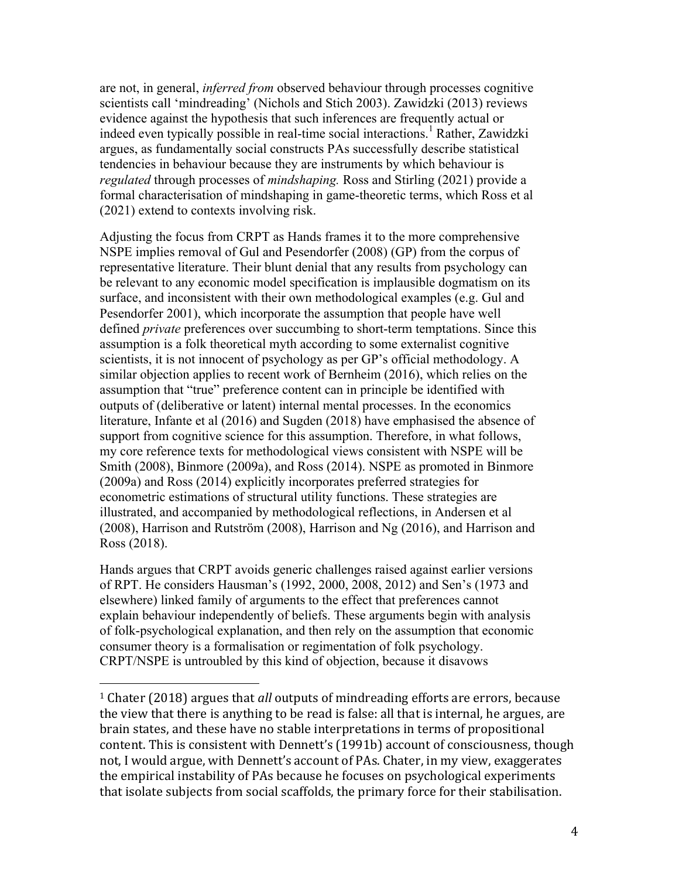are not, in general, *inferred from* observed behaviour through processes cognitive scientists call 'mindreading' (Nichols and Stich 2003). Zawidzki (2013) reviews evidence against the hypothesis that such inferences are frequently actual or indeed even typically possible in real-time social interactions.[1] Rather, Zawidzki argues, as fundamentally social constructs PAs successfully describe statistical tendencies in behaviour because they are instruments by which behaviour is *regulated* through processes of *mindshaping.* Ross and Stirling (2021) provide a formal characterisation of mindshaping in game-theoretic terms, which Ross et al (2021) extend to contexts involving risk.

Adjusting the focus from CRPT as Hands frames it to the more comprehensive NSPE implies removal of Gul and Pesendorfer (2008) (GP) from the corpus of representative literature. Their blunt denial that any results from psychology can be relevant to any economic model specification is implausible dogmatism on its surface, and inconsistent with their own methodological examples (e.g. Gul and Pesendorfer 2001), which incorporate the assumption that people have well defined *private* preferences over succumbing to short-term temptations. Since this assumption is a folk theoretical myth according to some externalist cognitive scientists, it is not innocent of psychology as per GP's official methodology. A similar objection applies to recent work of Bernheim (2016), which relies on the assumption that "true" preference content can in principle be identified with outputs of (deliberative or latent) internal mental processes. In the economics literature, Infante et al (2016) and Sugden (2018) have emphasised the absence of support from cognitive science for this assumption. Therefore, in what follows, my core reference texts for methodological views consistent with NSPE will be Smith (2008), Binmore (2009a), and Ross (2014). NSPE as promoted in Binmore (2009a) and Ross (2014) explicitly incorporates preferred strategies for econometric estimations of structural utility functions. These strategies are illustrated, and accompanied by methodological reflections, in Andersen et al (2008), Harrison and Rutström (2008), Harrison and Ng (2016), and Harrison and Ross (2018).

Hands argues that CRPT avoids generic challenges raised against earlier versions of RPT. He considers Hausman's (1992, 2000, 2008, 2012) and Sen's (1973 and elsewhere) linked family of arguments to the effect that preferences cannot explain behaviour independently of beliefs. These arguments begin with analysis of folk-psychological explanation, and then rely on the assumption that economic consumer theory is a formalisation or regimentation of folk psychology. CRPT/NSPE is untroubled by this kind of objection, because it disavows

---

[1] Chater (2018) argues that *all* outputs of mindreading efforts are errors, because the view that there is anything to be read is false: all that is internal, he argues, are brain states, and these have no stable interpretations in terms of propositional content. This is consistent with Dennett's (1991b) account of consciousness, though not, I would argue, with Dennett's account of PAs. Chater, in my view, exaggerates the empirical instability of PAs because he focuses on psychological experiments that isolate subjects from social scaffolds, the primary force for their stabilisation.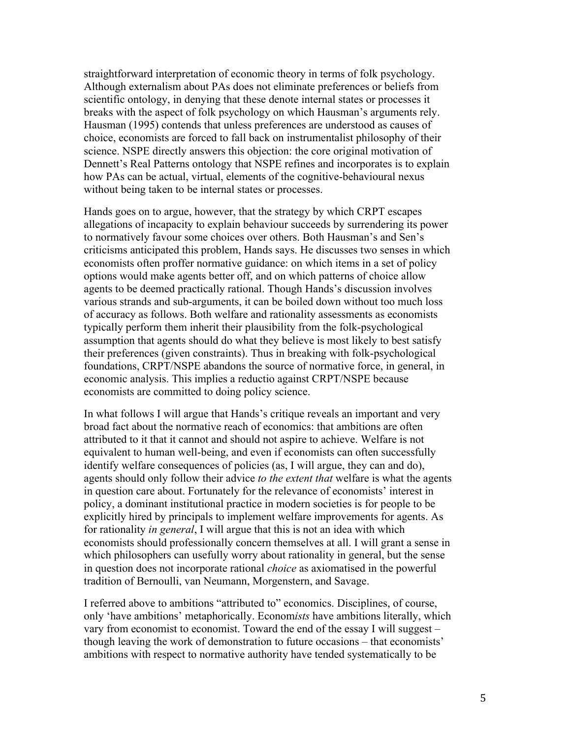straightforward interpretation of economic theory in terms of folk psychology. Although externalism about PAs does not eliminate preferences or beliefs from scientific ontology, in denying that these denote internal states or processes it breaks with the aspect of folk psychology on which Hausman's arguments rely. Hausman (1995) contends that unless preferences are understood as causes of choice, economists are forced to fall back on instrumentalist philosophy of their science. NSPE directly answers this objection: the core original motivation of Dennett's Real Patterns ontology that NSPE refines and incorporates is to explain how PAs can be actual, virtual, elements of the cognitive-behavioural nexus without being taken to be internal states or processes.

Hands goes on to argue, however, that the strategy by which CRPT escapes allegations of incapacity to explain behaviour succeeds by surrendering its power to normatively favour some choices over others. Both Hausman's and Sen's criticisms anticipated this problem, Hands says. He discusses two senses in which economists often proffer normative guidance: on which items in a set of policy options would make agents better off, and on which patterns of choice allow agents to be deemed practically rational. Though Hands's discussion involves various strands and sub-arguments, it can be boiled down without too much loss of accuracy as follows. Both welfare and rationality assessments as economists typically perform them inherit their plausibility from the folk-psychological assumption that agents should do what they believe is most likely to best satisfy their preferences (given constraints). Thus in breaking with folk-psychological foundations, CRPT/NSPE abandons the source of normative force, in general, in economic analysis. This implies a reductio against CRPT/NSPE because economists are committed to doing policy science.

In what follows I will argue that Hands's critique reveals an important and very broad fact about the normative reach of economics: that ambitions are often attributed to it that it cannot and should not aspire to achieve. Welfare is not equivalent to human well-being, and even if economists can often successfully identify welfare consequences of policies (as, I will argue, they can and do), agents should only follow their advice *to the extent that* welfare is what the agents in question care about. Fortunately for the relevance of economists' interest in policy, a dominant institutional practice in modern societies is for people to be explicitly hired by principals to implement welfare improvements for agents. As for rationality *in general*, I will argue that this is not an idea with which economists should professionally concern themselves at all. I will grant a sense in which philosophers can usefully worry about rationality in general, but the sense in question does not incorporate rational *choice* as axiomatised in the powerful tradition of Bernoulli, van Neumann, Morgenstern, and Savage.

I referred above to ambitions "attributed to" economics. Disciplines, of course, only 'have ambitions' metaphorically. Econom*ists* have ambitions literally, which vary from economist to economist. Toward the end of the essay I will suggest – though leaving the work of demonstration to future occasions – that economists' ambitions with respect to normative authority have tended systematically to be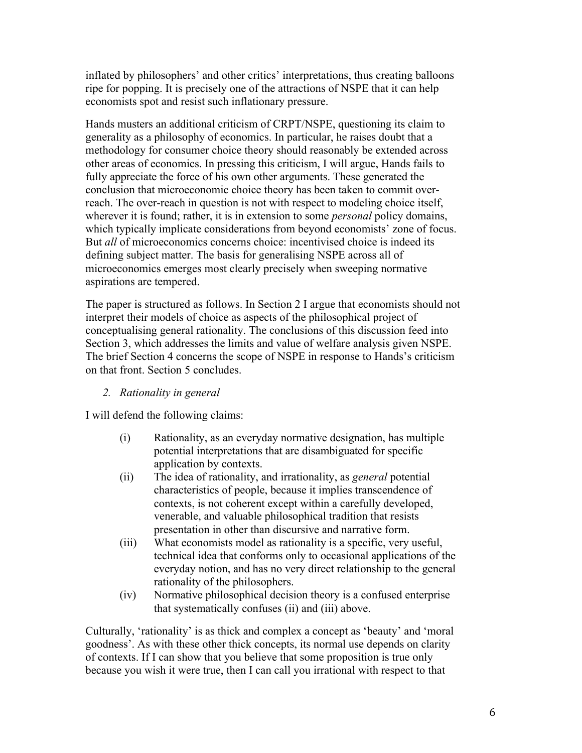inflated by philosophers' and other critics' interpretations, thus creating balloons ripe for popping. It is precisely one of the attractions of NSPE that it can help economists spot and resist such inflationary pressure.

Hands musters an additional criticism of CRPT/NSPE, questioning its claim to generality as a philosophy of economics. In particular, he raises doubt that a methodology for consumer choice theory should reasonably be extended across other areas of economics. In pressing this criticism, I will argue, Hands fails to fully appreciate the force of his own other arguments. These generated the conclusion that microeconomic choice theory has been taken to commit over-reach. The over-reach in question is not with respect to modeling choice itself, wherever it is found; rather, it is in extension to some *personal* policy domains, which typically implicate considerations from beyond economists' zone of focus. But *all* of microeconomics concerns choice: incentivised choice is indeed its defining subject matter. The basis for generalising NSPE across all of microeconomics emerges most clearly precisely when sweeping normative aspirations are tempered.

The paper is structured as follows. In Section 2 I argue that economists should not interpret their models of choice as aspects of the philosophical project of conceptualising general rationality. The conclusions of this discussion feed into Section 3, which addresses the limits and value of welfare analysis given NSPE. The brief Section 4 concerns the scope of NSPE in response to Hands's criticism on that front. Section 5 concludes.

## 2. *Rationality in general*

I will defend the following claims:

(i) Rationality, as an everyday normative designation, has multiple potential interpretations that are disambiguated for specific application by contexts.

(ii) The idea of rationality, and irrationality, as *general* potential characteristics of people, because it implies transcendence of contexts, is not coherent except within a carefully developed, venerable, and valuable philosophical tradition that resists presentation in other than discursive and narrative form.

(iii) What economists model as rationality is a specific, very useful, technical idea that conforms only to occasional applications of the everyday notion, and has no very direct relationship to the general rationality of the philosophers.

(iv) Normative philosophical decision theory is a confused enterprise that systematically confuses (ii) and (iii) above.

Culturally, 'rationality' is as thick and complex a concept as 'beauty' and 'moral goodness'. As with these other thick concepts, its normal use depends on clarity of contexts. If I can show that you believe that some proposition is true only because you wish it were true, then I can call you irrational with respect to that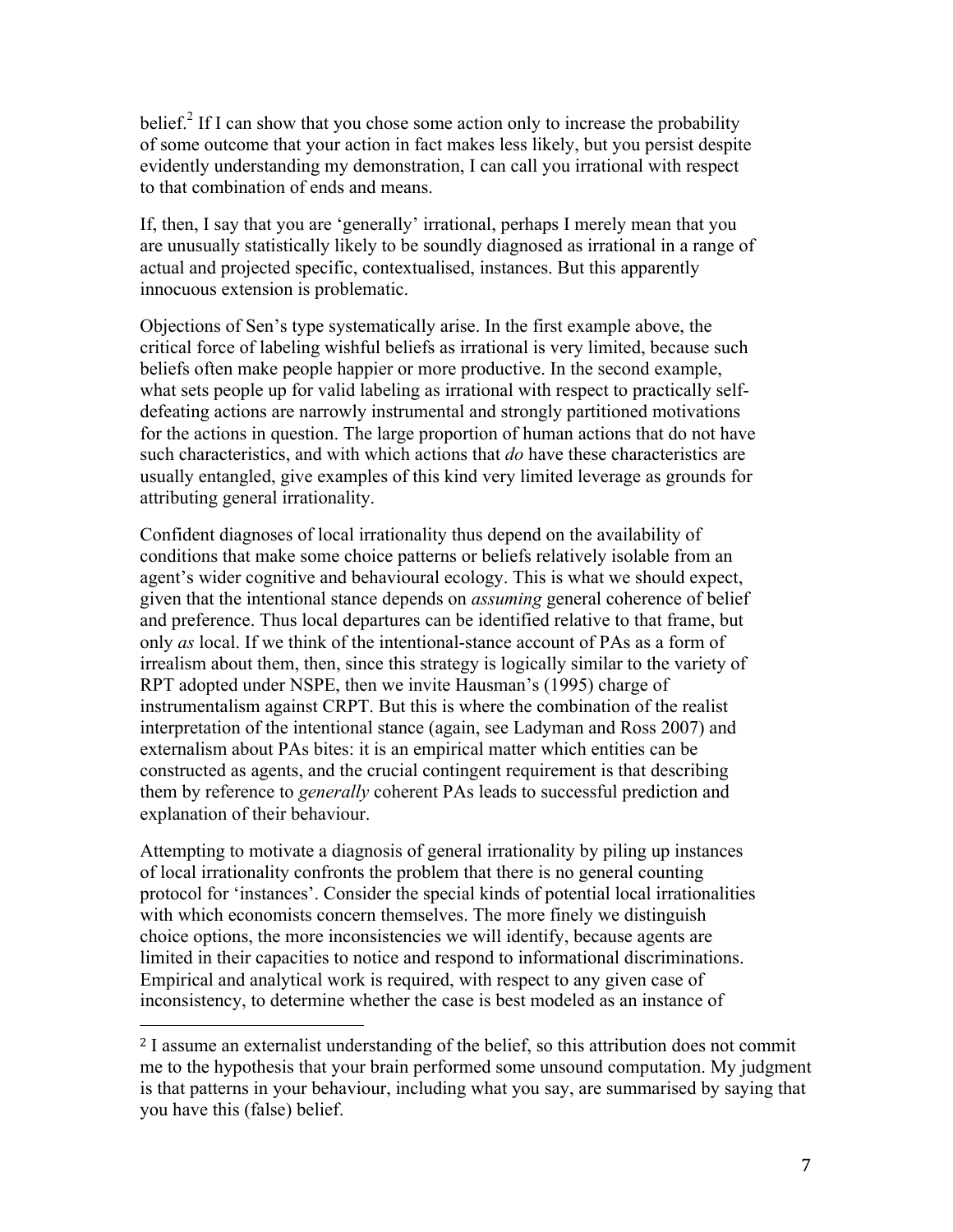belief.[2] If I can show that you chose some action only to increase the probability of some outcome that your action in fact makes less likely, but you persist despite evidently understanding my demonstration, I can call you irrational with respect to that combination of ends and means.

If, then, I say that you are 'generally' irrational, perhaps I merely mean that you are unusually statistically likely to be soundly diagnosed as irrational in a range of actual and projected specific, contextualised, instances. But this apparently innocuous extension is problematic.

Objections of Sen's type systematically arise. In the first example above, the critical force of labeling wishful beliefs as irrational is very limited, because such beliefs often make people happier or more productive. In the second example, what sets people up for valid labeling as irrational with respect to practically self-defeating actions are narrowly instrumental and strongly partitioned motivations for the actions in question. The large proportion of human actions that do not have such characteristics, and with which actions that *do* have these characteristics are usually entangled, give examples of this kind very limited leverage as grounds for attributing general irrationality.

Confident diagnoses of local irrationality thus depend on the availability of conditions that make some choice patterns or beliefs relatively isolable from an agent's wider cognitive and behavioural ecology. This is what we should expect, given that the intentional stance depends on *assuming* general coherence of belief and preference. Thus local departures can be identified relative to that frame, but only *as* local. If we think of the intentional-stance account of PAs as a form of irrealism about them, then, since this strategy is logically similar to the variety of RPT adopted under NSPE, then we invite Hausman's (1995) charge of instrumentalism against CRPT. But this is where the combination of the realist interpretation of the intentional stance (again, see Ladyman and Ross 2007) and externalism about PAs bites: it is an empirical matter which entities can be constructed as agents, and the crucial contingent requirement is that describing them by reference to *generally* coherent PAs leads to successful prediction and explanation of their behaviour.

Attempting to motivate a diagnosis of general irrationality by piling up instances of local irrationality confronts the problem that there is no general counting protocol for 'instances'. Consider the special kinds of potential local irrationalities with which economists concern themselves. The more finely we distinguish choice options, the more inconsistencies we will identify, because agents are limited in their capacities to notice and respond to informational discriminations. Empirical and analytical work is required, with respect to any given case of inconsistency, to determine whether the case is best modeled as an instance of

[2] I assume an externalist understanding of the belief, so this attribution does not commit me to the hypothesis that your brain performed some unsound computation. My judgment is that patterns in your behaviour, including what you say, are summarised by saying that you have this (false) belief.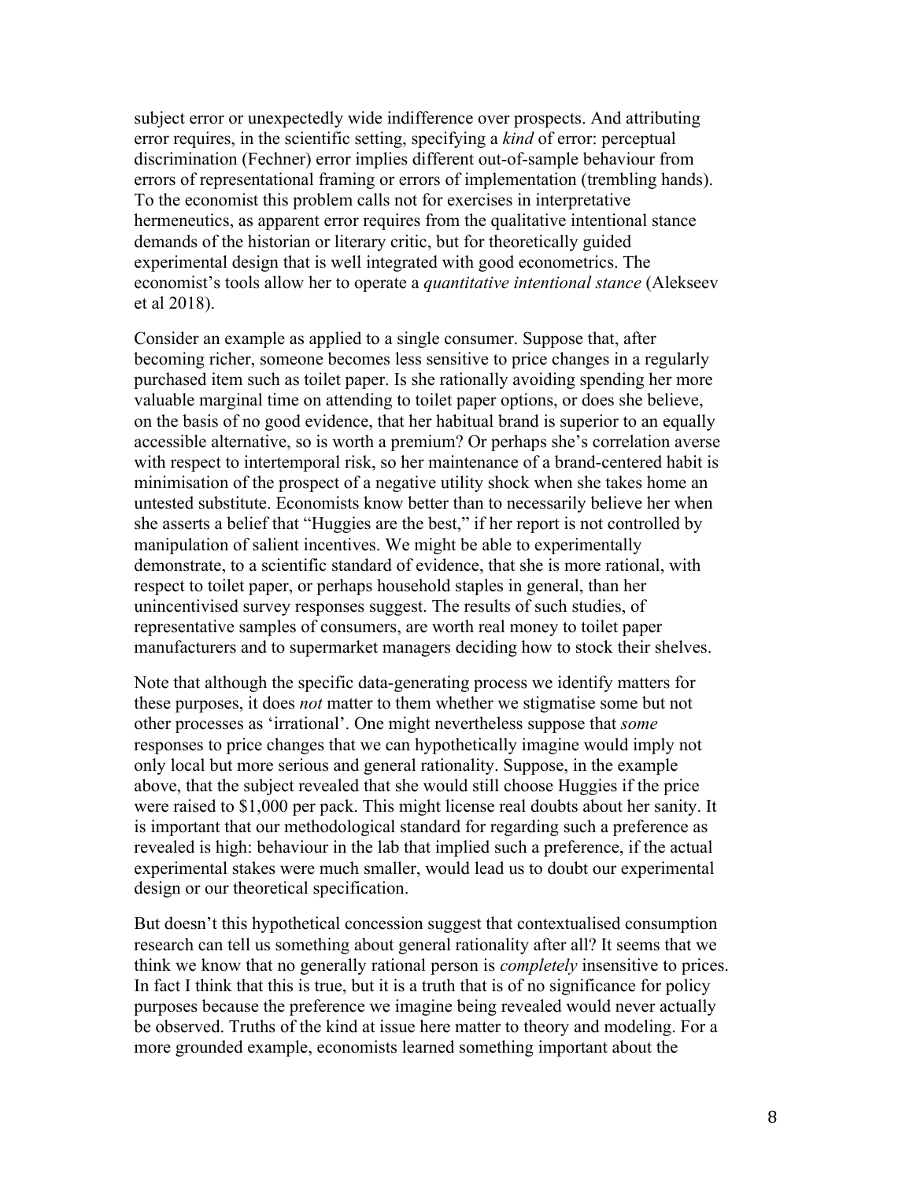subject error or unexpectedly wide indifference over prospects. And attributing error requires, in the scientific setting, specifying a *kind* of error: perceptual discrimination (Fechner) error implies different out-of-sample behaviour from errors of representational framing or errors of implementation (trembling hands). To the economist this problem calls not for exercises in interpretative hermeneutics, as apparent error requires from the qualitative intentional stance demands of the historian or literary critic, but for theoretically guided experimental design that is well integrated with good econometrics. The economist's tools allow her to operate a *quantitative intentional stance* (Alekseev et al 2018).

Consider an example as applied to a single consumer. Suppose that, after becoming richer, someone becomes less sensitive to price changes in a regularly purchased item such as toilet paper. Is she rationally avoiding spending her more valuable marginal time on attending to toilet paper options, or does she believe, on the basis of no good evidence, that her habitual brand is superior to an equally accessible alternative, so is worth a premium? Or perhaps she's correlation averse with respect to intertemporal risk, so her maintenance of a brand-centered habit is minimisation of the prospect of a negative utility shock when she takes home an untested substitute. Economists know better than to necessarily believe her when she asserts a belief that "Huggies are the best," if her report is not controlled by manipulation of salient incentives. We might be able to experimentally demonstrate, to a scientific standard of evidence, that she is more rational, with respect to toilet paper, or perhaps household staples in general, than her unincentivised survey responses suggest. The results of such studies, of representative samples of consumers, are worth real money to toilet paper manufacturers and to supermarket managers deciding how to stock their shelves.

Note that although the specific data-generating process we identify matters for these purposes, it does *not* matter to them whether we stigmatise some but not other processes as 'irrational'. One might nevertheless suppose that *some* responses to price changes that we can hypothetically imagine would imply not only local but more serious and general rationality. Suppose, in the example above, that the subject revealed that she would still choose Huggies if the price were raised to $1,000 per pack. This might license real doubts about her sanity. It is important that our methodological standard for regarding such a preference as revealed is high: behaviour in the lab that implied such a preference, if the actual experimental stakes were much smaller, would lead us to doubt our experimental design or our theoretical specification.

But doesn't this hypothetical concession suggest that contextualised consumption research can tell us something about general rationality after all? It seems that we think we know that no generally rational person is *completely* insensitive to prices. In fact I think that this is true, but it is a truth that is of no significance for policy purposes because the preference we imagine being revealed would never actually be observed. Truths of the kind at issue here matter to theory and modeling. For a more grounded example, economists learned something important about the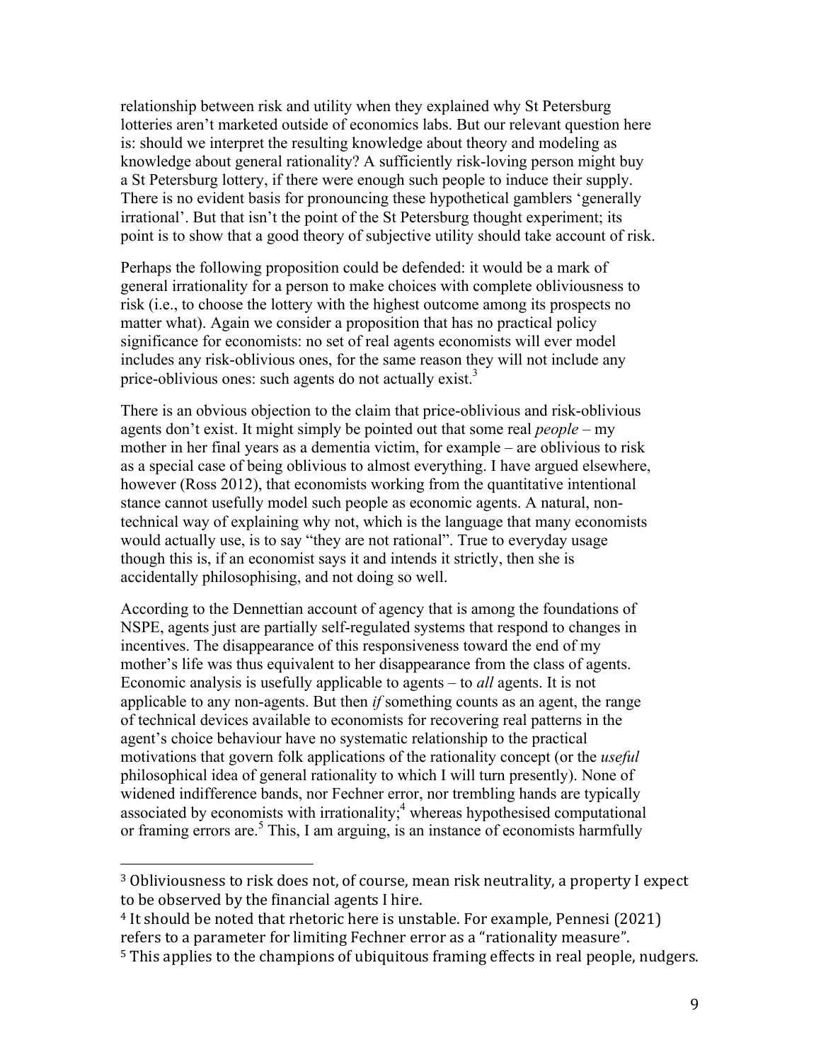relationship between risk and utility when they explained why St Petersburg lotteries aren't marketed outside of economics labs. But our relevant question here is: should we interpret the resulting knowledge about theory and modeling as knowledge about general rationality? A sufficiently risk-loving person might buy a St Petersburg lottery, if there were enough such people to induce their supply. There is no evident basis for pronouncing these hypothetical gamblers 'generally irrational'. But that isn't the point of the St Petersburg thought experiment; its point is to show that a good theory of subjective utility should take account of risk.

Perhaps the following proposition could be defended: it would be a mark of general irrationality for a person to make choices with complete obliviousness to risk (i.e., to choose the lottery with the highest outcome among its prospects no matter what). Again we consider a proposition that has no practical policy significance for economists: no set of real agents economists will ever model includes any risk-oblivious ones, for the same reason they will not include any price-oblivious ones: such agents do not actually exist.[3]

There is an obvious objection to the claim that price-oblivious and risk-oblivious agents don't exist. It might simply be pointed out that some real *people* – my mother in her final years as a dementia victim, for example – are oblivious to risk as a special case of being oblivious to almost everything. I have argued elsewhere, however (Ross 2012), that economists working from the quantitative intentional stance cannot usefully model such people as economic agents. A natural, non-technical way of explaining why not, which is the language that many economists would actually use, is to say "they are not rational". True to everyday usage though this is, if an economist says it and intends it strictly, then she is accidentally philosophising, and not doing so well.

According to the Dennettian account of agency that is among the foundations of NSPE, agents just are partially self-regulated systems that respond to changes in incentives. The disappearance of this responsiveness toward the end of my mother's life was thus equivalent to her disappearance from the class of agents. Economic analysis is usefully applicable to agents – to *all* agents. It is not applicable to any non-agents. But then *if* something counts as an agent, the range of technical devices available to economists for recovering real patterns in the agent's choice behaviour have no systematic relationship to the practical motivations that govern folk applications of the rationality concept (or the *useful* philosophical idea of general rationality to which I will turn presently). None of widened indifference bands, nor Fechner error, nor trembling hands are typically associated by economists with irrationality;[4] whereas hypothesised computational or framing errors are.[5] This, I am arguing, is an instance of economists harmfully

---

[3] Obliviousness to risk does not, of course, mean risk neutrality, a property I expect to be observed by the financial agents I hire.

[4] It should be noted that rhetoric here is unstable. For example, Pennesi (2021) refers to a parameter for limiting Fechner error as a "rationality measure".

[5] This applies to the champions of ubiquitous framing effects in real people, nudgers.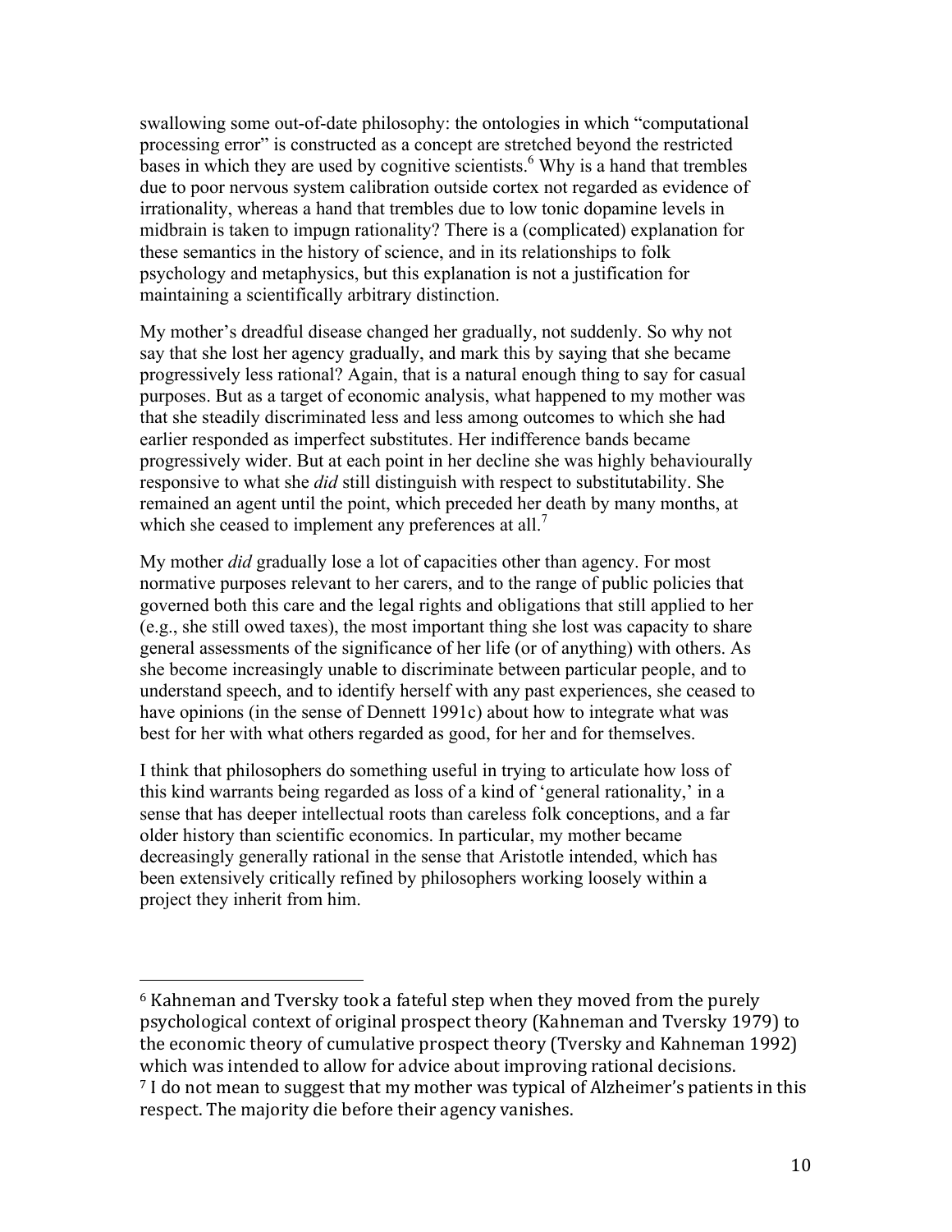swallowing some out-of-date philosophy: the ontologies in which "computational processing error" is constructed as a concept are stretched beyond the restricted bases in which they are used by cognitive scientists.[6] Why is a hand that trembles due to poor nervous system calibration outside cortex not regarded as evidence of irrationality, whereas a hand that trembles due to low tonic dopamine levels in midbrain is taken to impugn rationality? There is a (complicated) explanation for these semantics in the history of science, and in its relationships to folk psychology and metaphysics, but this explanation is not a justification for maintaining a scientifically arbitrary distinction.

My mother's dreadful disease changed her gradually, not suddenly. So why not say that she lost her agency gradually, and mark this by saying that she became progressively less rational? Again, that is a natural enough thing to say for casual purposes. But as a target of economic analysis, what happened to my mother was that she steadily discriminated less and less among outcomes to which she had earlier responded as imperfect substitutes. Her indifference bands became progressively wider. But at each point in her decline she was highly behaviourally responsive to what she *did* still distinguish with respect to substitutability. She remained an agent until the point, which preceded her death by many months, at which she ceased to implement any preferences at all.[7]

My mother *did* gradually lose a lot of capacities other than agency. For most normative purposes relevant to her carers, and to the range of public policies that governed both this care and the legal rights and obligations that still applied to her (e.g., she still owed taxes), the most important thing she lost was capacity to share general assessments of the significance of her life (or of anything) with others. As she become increasingly unable to discriminate between particular people, and to understand speech, and to identify herself with any past experiences, she ceased to have opinions (in the sense of Dennett 1991c) about how to integrate what was best for her with what others regarded as good, for her and for themselves.

I think that philosophers do something useful in trying to articulate how loss of this kind warrants being regarded as loss of a kind of 'general rationality,' in a sense that has deeper intellectual roots than careless folk conceptions, and a far older history than scientific economics. In particular, my mother became decreasingly generally rational in the sense that Aristotle intended, which has been extensively critically refined by philosophers working loosely within a project they inherit from him.

---

[6] Kahneman and Tversky took a fateful step when they moved from the purely psychological context of original prospect theory (Kahneman and Tversky 1979) to the economic theory of cumulative prospect theory (Tversky and Kahneman 1992) which was intended to allow for advice about improving rational decisions.

[7] I do not mean to suggest that my mother was typical of Alzheimer's patients in this respect. The majority die before their agency vanishes.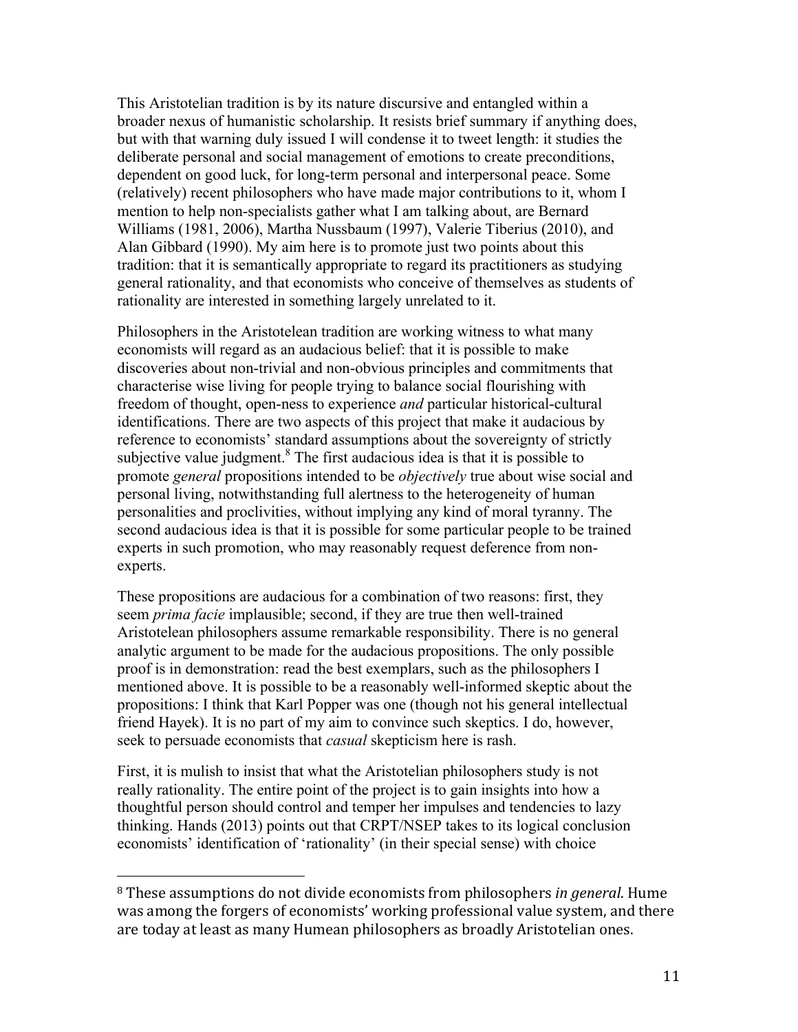This Aristotelian tradition is by its nature discursive and entangled within a broader nexus of humanistic scholarship. It resists brief summary if anything does, but with that warning duly issued I will condense it to tweet length: it studies the deliberate personal and social management of emotions to create preconditions, dependent on good luck, for long-term personal and interpersonal peace. Some (relatively) recent philosophers who have made major contributions to it, whom I mention to help non-specialists gather what I am talking about, are Bernard Williams (1981, 2006), Martha Nussbaum (1997), Valerie Tiberius (2010), and Alan Gibbard (1990). My aim here is to promote just two points about this tradition: that it is semantically appropriate to regard its practitioners as studying general rationality, and that economists who conceive of themselves as students of rationality are interested in something largely unrelated to it.

Philosophers in the Aristotelean tradition are working witness to what many economists will regard as an audacious belief: that it is possible to make discoveries about non-trivial and non-obvious principles and commitments that characterise wise living for people trying to balance social flourishing with freedom of thought, open-ness to experience *and* particular historical-cultural identifications. There are two aspects of this project that make it audacious by reference to economists' standard assumptions about the sovereignty of strictly subjective value judgment.[8] The first audacious idea is that it is possible to promote *general* propositions intended to be *objectively* true about wise social and personal living, notwithstanding full alertness to the heterogeneity of human personalities and proclivities, without implying any kind of moral tyranny. The second audacious idea is that it is possible for some particular people to be trained experts in such promotion, who may reasonably request deference from non-experts.

These propositions are audacious for a combination of two reasons: first, they seem *prima facie* implausible; second, if they are true then well-trained Aristotelean philosophers assume remarkable responsibility. There is no general analytic argument to be made for the audacious propositions. The only possible proof is in demonstration: read the best exemplars, such as the philosophers I mentioned above. It is possible to be a reasonably well-informed skeptic about the propositions: I think that Karl Popper was one (though not his general intellectual friend Hayek). It is no part of my aim to convince such skeptics. I do, however, seek to persuade economists that *casual* skepticism here is rash.

First, it is mulish to insist that what the Aristotelian philosophers study is not really rationality. The entire point of the project is to gain insights into how a thoughtful person should control and temper her impulses and tendencies to lazy thinking. Hands (2013) points out that CRPT/NSEP takes to its logical conclusion economists' identification of 'rationality' (in their special sense) with choice

[8] These assumptions do not divide economists from philosophers *in general*. Hume was among the forgers of economists' working professional value system, and there are today at least as many Humean philosophers as broadly Aristotelian ones.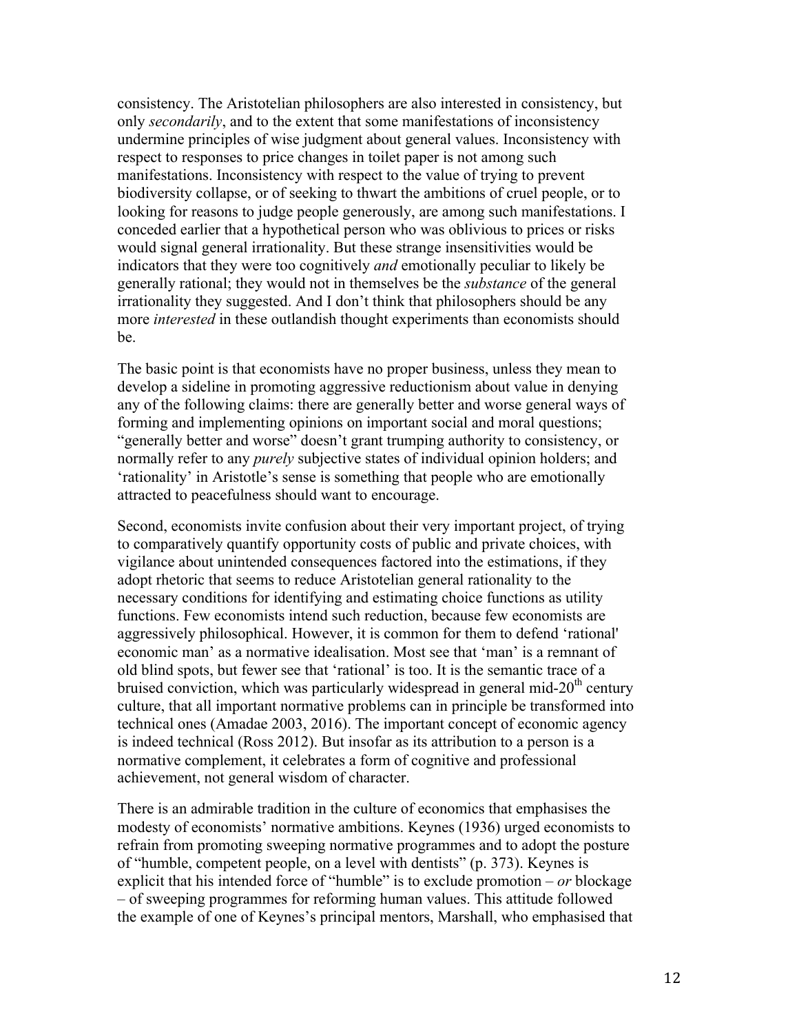consistency. The Aristotelian philosophers are also interested in consistency, but only *secondarily*, and to the extent that some manifestations of inconsistency undermine principles of wise judgment about general values. Inconsistency with respect to responses to price changes in toilet paper is not among such manifestations. Inconsistency with respect to the value of trying to prevent biodiversity collapse, or of seeking to thwart the ambitions of cruel people, or to looking for reasons to judge people generously, are among such manifestations. I conceded earlier that a hypothetical person who was oblivious to prices or risks would signal general irrationality. But these strange insensitivities would be indicators that they were too cognitively *and* emotionally peculiar to likely be generally rational; they would not in themselves be the *substance* of the general irrationality they suggested. And I don't think that philosophers should be any more *interested* in these outlandish thought experiments than economists should be.

The basic point is that economists have no proper business, unless they mean to develop a sideline in promoting aggressive reductionism about value in denying any of the following claims: there are generally better and worse general ways of forming and implementing opinions on important social and moral questions; "generally better and worse" doesn't grant trumping authority to consistency, or normally refer to any *purely* subjective states of individual opinion holders; and 'rationality' in Aristotle's sense is something that people who are emotionally attracted to peacefulness should want to encourage.

Second, economists invite confusion about their very important project, of trying to comparatively quantify opportunity costs of public and private choices, with vigilance about unintended consequences factored into the estimations, if they adopt rhetoric that seems to reduce Aristotelian general rationality to the necessary conditions for identifying and estimating choice functions as utility functions. Few economists intend such reduction, because few economists are aggressively philosophical. However, it is common for them to defend 'rational' economic man' as a normative idealisation. Most see that 'man' is a remnant of old blind spots, but fewer see that 'rational' is too. It is the semantic trace of a bruised conviction, which was particularly widespread in general mid-20th century culture, that all important normative problems can in principle be transformed into technical ones (Amadae 2003, 2016). The important concept of economic agency is indeed technical (Ross 2012). But insofar as its attribution to a person is a normative complement, it celebrates a form of cognitive and professional achievement, not general wisdom of character.

There is an admirable tradition in the culture of economics that emphasises the modesty of economists' normative ambitions. Keynes (1936) urged economists to refrain from promoting sweeping normative programmes and to adopt the posture of "humble, competent people, on a level with dentists" (p. 373). Keynes is explicit that his intended force of "humble" is to exclude promotion – *or* blockage – of sweeping programmes for reforming human values. This attitude followed the example of one of Keynes's principal mentors, Marshall, who emphasised that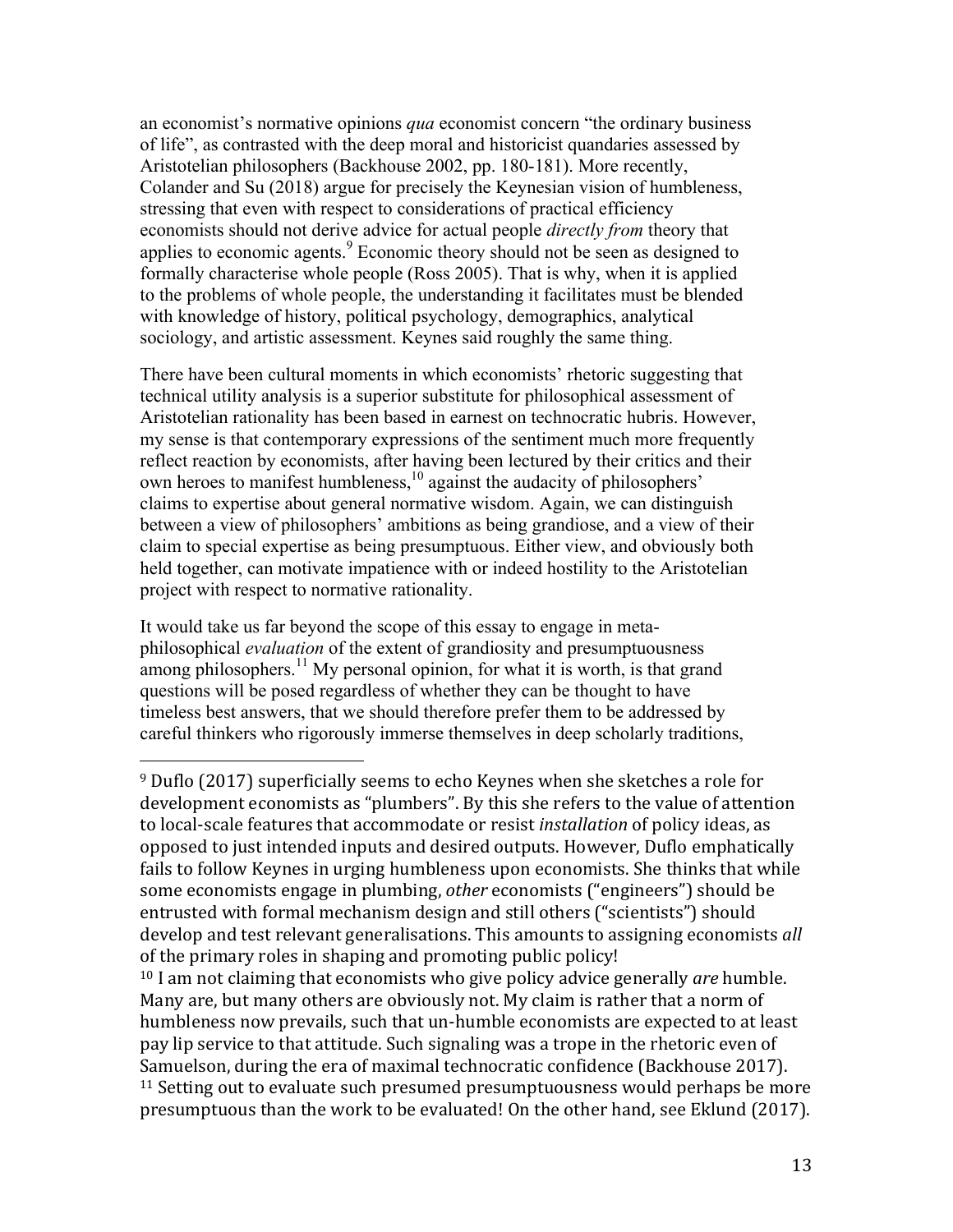an economist's normative opinions *qua* economist concern "the ordinary business of life", as contrasted with the deep moral and historicist quandaries assessed by Aristotelian philosophers (Backhouse 2002, pp. 180-181). More recently, Colander and Su (2018) argue for precisely the Keynesian vision of humbleness, stressing that even with respect to considerations of practical efficiency economists should not derive advice for actual people *directly from* theory that applies to economic agents.[9] Economic theory should not be seen as designed to formally characterise whole people (Ross 2005). That is why, when it is applied to the problems of whole people, the understanding it facilitates must be blended with knowledge of history, political psychology, demographics, analytical sociology, and artistic assessment. Keynes said roughly the same thing.

There have been cultural moments in which economists' rhetoric suggesting that technical utility analysis is a superior substitute for philosophical assessment of Aristotelian rationality has been based in earnest on technocratic hubris. However, my sense is that contemporary expressions of the sentiment much more frequently reflect reaction by economists, after having been lectured by their critics and their own heroes to manifest humbleness,[10] against the audacity of philosophers' claims to expertise about general normative wisdom. Again, we can distinguish between a view of philosophers' ambitions as being grandiose, and a view of their claim to special expertise as being presumptuous. Either view, and obviously both held together, can motivate impatience with or indeed hostility to the Aristotelian project with respect to normative rationality.

It would take us far beyond the scope of this essay to engage in meta-philosophical *evaluation* of the extent of grandiosity and presumptuousness among philosophers.[11] My personal opinion, for what it is worth, is that grand questions will be posed regardless of whether they can be thought to have timeless best answers, that we should therefore prefer them to be addressed by careful thinkers who rigorously immerse themselves in deep scholarly traditions,

---

[9] Duflo (2017) superficially seems to echo Keynes when she sketches a role for development economists as "plumbers". By this she refers to the value of attention to local-scale features that accommodate or resist *installation* of policy ideas, as opposed to just intended inputs and desired outputs. However, Duflo emphatically fails to follow Keynes in urging humbleness upon economists. She thinks that while some economists engage in plumbing, *other* economists ("engineers") should be entrusted with formal mechanism design and still others ("scientists") should develop and test relevant generalisations. This amounts to assigning economists *all* of the primary roles in shaping and promoting public policy!

[10] I am not claiming that economists who give policy advice generally *are* humble. Many are, but many others are obviously not. My claim is rather that a norm of humbleness now prevails, such that un-humble economists are expected to at least pay lip service to that attitude. Such signaling was a trope in the rhetoric even of Samuelson, during the era of maximal technocratic confidence (Backhouse 2017).

[11] Setting out to evaluate such presumed presumptuousness would perhaps be more presumptuous than the work to be evaluated! On the other hand, see Eklund (2017).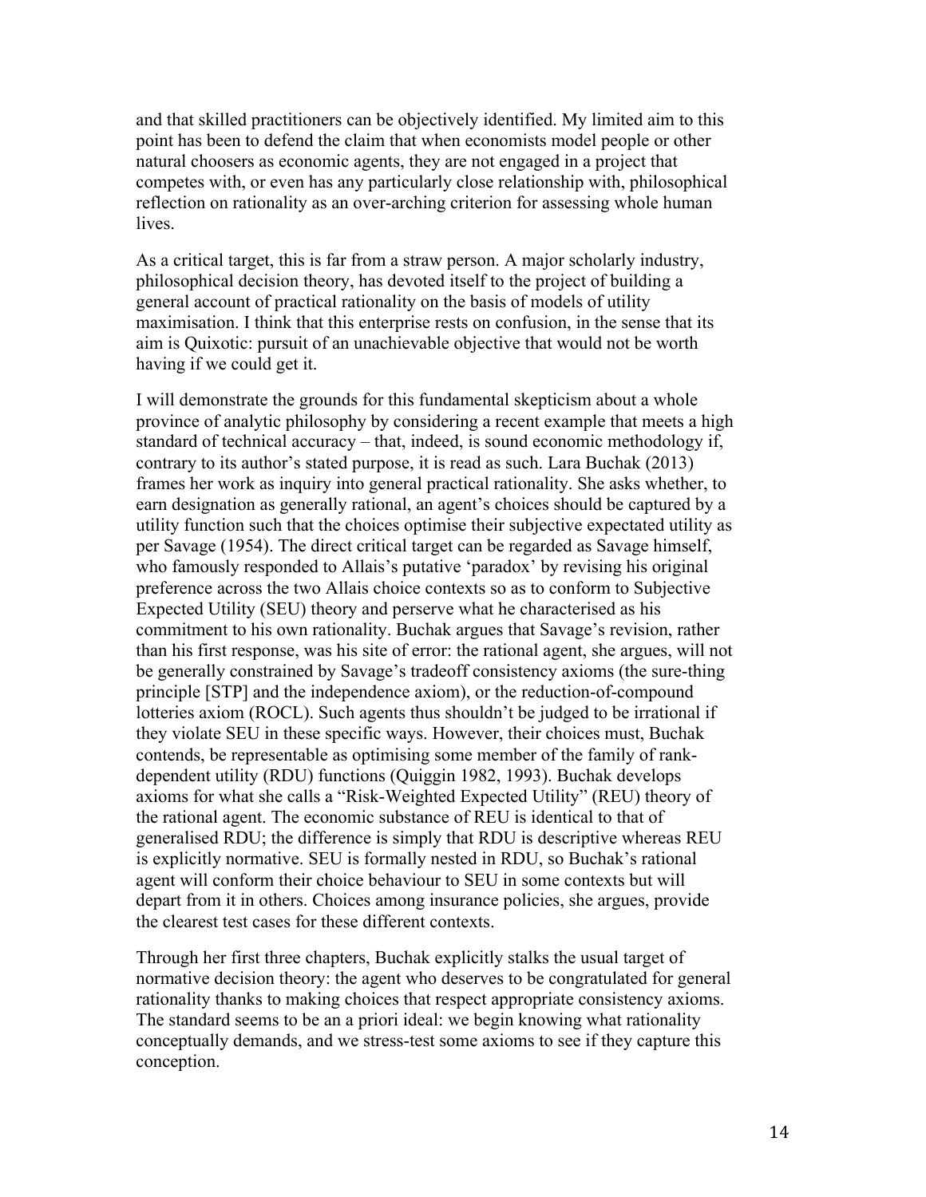and that skilled practitioners can be objectively identified. My limited aim to this point has been to defend the claim that when economists model people or other natural choosers as economic agents, they are not engaged in a project that competes with, or even has any particularly close relationship with, philosophical reflection on rationality as an over-arching criterion for assessing whole human lives.

As a critical target, this is far from a straw person. A major scholarly industry, philosophical decision theory, has devoted itself to the project of building a general account of practical rationality on the basis of models of utility maximisation. I think that this enterprise rests on confusion, in the sense that its aim is Quixotic: pursuit of an unachievable objective that would not be worth having if we could get it.

I will demonstrate the grounds for this fundamental skepticism about a whole province of analytic philosophy by considering a recent example that meets a high standard of technical accuracy – that, indeed, is sound economic methodology if, contrary to its author's stated purpose, it is read as such. Lara Buchak (2013) frames her work as inquiry into general practical rationality. She asks whether, to earn designation as generally rational, an agent's choices should be captured by a utility function such that the choices optimise their subjective expectated utility as per Savage (1954). The direct critical target can be regarded as Savage himself, who famously responded to Allais's putative 'paradox' by revising his original preference across the two Allais choice contexts so as to conform to Subjective Expected Utility (SEU) theory and perserve what he characterised as his commitment to his own rationality. Buchak argues that Savage's revision, rather than his first response, was his site of error: the rational agent, she argues, will not be generally constrained by Savage's tradeoff consistency axioms (the sure-thing principle [STP] and the independence axiom), or the reduction-of-compound lotteries axiom (ROCL). Such agents thus shouldn't be judged to be irrational if they violate SEU in these specific ways. However, their choices must, Buchak contends, be representable as optimising some member of the family of rank-dependent utility (RDU) functions (Quiggin 1982, 1993). Buchak develops axioms for what she calls a "Risk-Weighted Expected Utility" (REU) theory of the rational agent. The economic substance of REU is identical to that of generalised RDU; the difference is simply that RDU is descriptive whereas REU is explicitly normative. SEU is formally nested in RDU, so Buchak's rational agent will conform their choice behaviour to SEU in some contexts but will depart from it in others. Choices among insurance policies, she argues, provide the clearest test cases for these different contexts.

Through her first three chapters, Buchak explicitly stalks the usual target of normative decision theory: the agent who deserves to be congratulated for general rationality thanks to making choices that respect appropriate consistency axioms. The standard seems to be an a priori ideal: we begin knowing what rationality conceptually demands, and we stress-test some axioms to see if they capture this conception.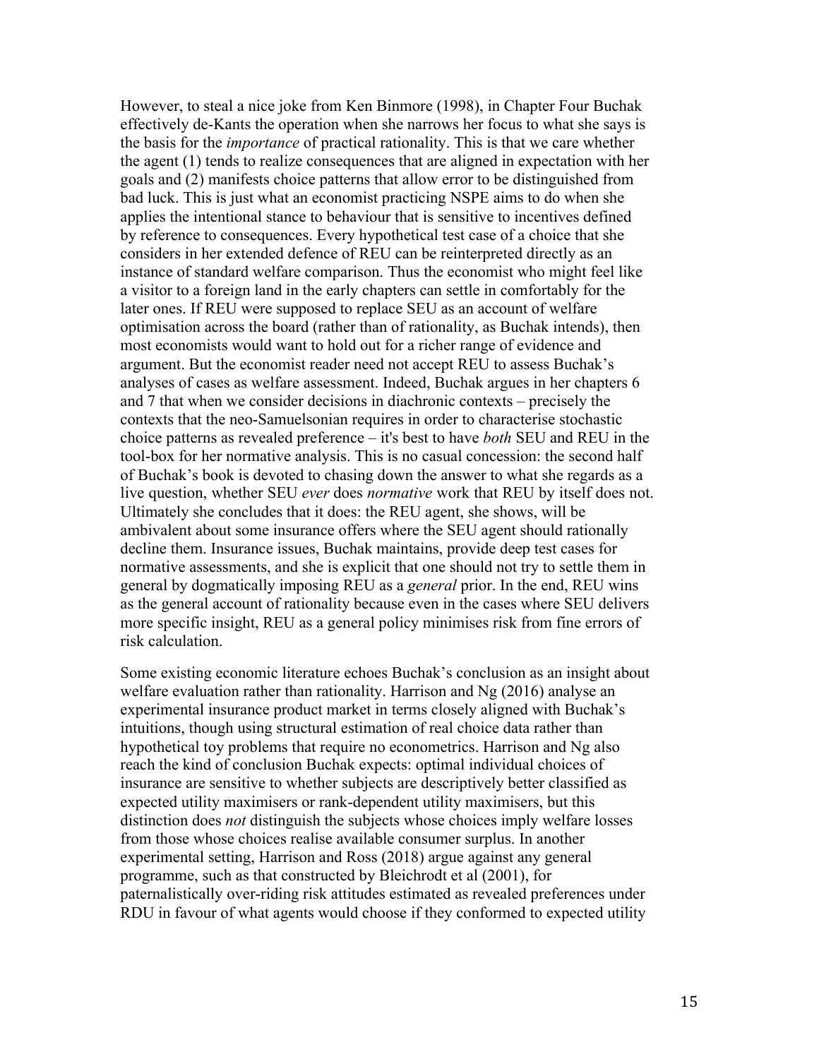However, to steal a nice joke from Ken Binmore (1998), in Chapter Four Buchak effectively de-Kants the operation when she narrows her focus to what she says is the basis for the *importance* of practical rationality. This is that we care whether the agent (1) tends to realize consequences that are aligned in expectation with her goals and (2) manifests choice patterns that allow error to be distinguished from bad luck. This is just what an economist practicing NSPE aims to do when she applies the intentional stance to behaviour that is sensitive to incentives defined by reference to consequences. Every hypothetical test case of a choice that she considers in her extended defence of REU can be reinterpreted directly as an instance of standard welfare comparison. Thus the economist who might feel like a visitor to a foreign land in the early chapters can settle in comfortably for the later ones. If REU were supposed to replace SEU as an account of welfare optimisation across the board (rather than of rationality, as Buchak intends), then most economists would want to hold out for a richer range of evidence and argument. But the economist reader need not accept REU to assess Buchak's analyses of cases as welfare assessment. Indeed, Buchak argues in her chapters 6 and 7 that when we consider decisions in diachronic contexts – precisely the contexts that the neo-Samuelsonian requires in order to characterise stochastic choice patterns as revealed preference – it's best to have *both* SEU and REU in the tool-box for her normative analysis. This is no casual concession: the second half of Buchak's book is devoted to chasing down the answer to what she regards as a live question, whether SEU *ever* does *normative* work that REU by itself does not. Ultimately she concludes that it does: the REU agent, she shows, will be ambivalent about some insurance offers where the SEU agent should rationally decline them. Insurance issues, Buchak maintains, provide deep test cases for normative assessments, and she is explicit that one should not try to settle them in general by dogmatically imposing REU as a *general* prior. In the end, REU wins as the general account of rationality because even in the cases where SEU delivers more specific insight, REU as a general policy minimises risk from fine errors of risk calculation.

Some existing economic literature echoes Buchak's conclusion as an insight about welfare evaluation rather than rationality. Harrison and Ng (2016) analyse an experimental insurance product market in terms closely aligned with Buchak's intuitions, though using structural estimation of real choice data rather than hypothetical toy problems that require no econometrics. Harrison and Ng also reach the kind of conclusion Buchak expects: optimal individual choices of insurance are sensitive to whether subjects are descriptively better classified as expected utility maximisers or rank-dependent utility maximisers, but this distinction does *not* distinguish the subjects whose choices imply welfare losses from those whose choices realise available consumer surplus. In another experimental setting, Harrison and Ross (2018) argue against any general programme, such as that constructed by Bleichrodt et al (2001), for paternalistically over-riding risk attitudes estimated as revealed preferences under RDU in favour of what agents would choose if they conformed to expected utility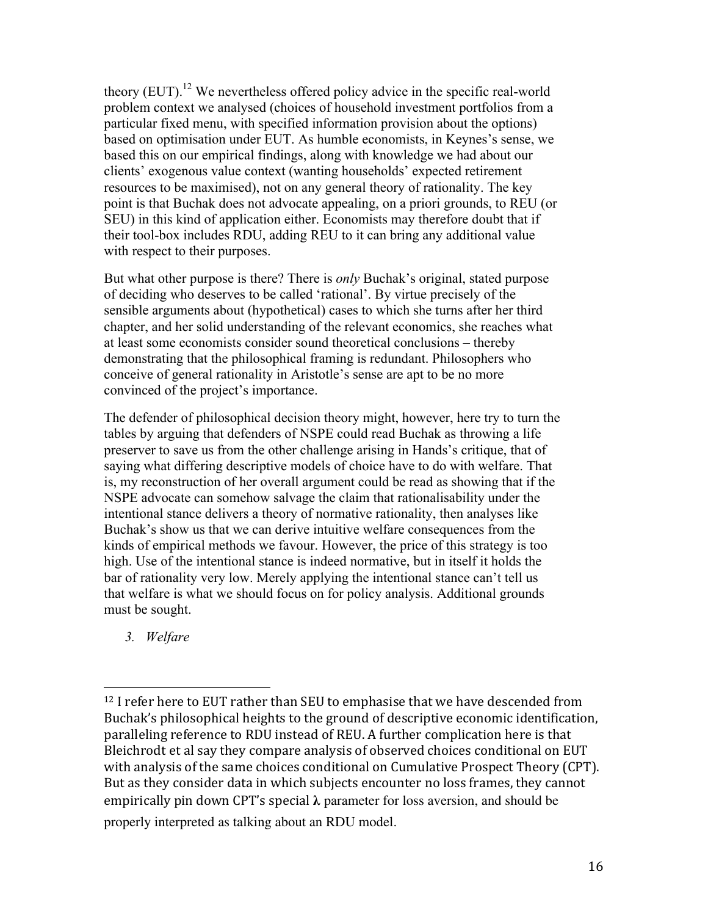theory (EUT).[12] We nevertheless offered policy advice in the specific real-world problem context we analysed (choices of household investment portfolios from a particular fixed menu, with specified information provision about the options) based on optimisation under EUT. As humble economists, in Keynes's sense, we based this on our empirical findings, along with knowledge we had about our clients' exogenous value context (wanting households' expected retirement resources to be maximised), not on any general theory of rationality. The key point is that Buchak does not advocate appealing, on a priori grounds, to REU (or SEU) in this kind of application either. Economists may therefore doubt that if their tool-box includes RDU, adding REU to it can bring any additional value with respect to their purposes.

But what other purpose is there? There is *only* Buchak's original, stated purpose of deciding who deserves to be called 'rational'. By virtue precisely of the sensible arguments about (hypothetical) cases to which she turns after her third chapter, and her solid understanding of the relevant economics, she reaches what at least some economists consider sound theoretical conclusions – thereby demonstrating that the philosophical framing is redundant. Philosophers who conceive of general rationality in Aristotle's sense are apt to be no more convinced of the project's importance.

The defender of philosophical decision theory might, however, here try to turn the tables by arguing that defenders of NSPE could read Buchak as throwing a life preserver to save us from the other challenge arising in Hands's critique, that of saying what differing descriptive models of choice have to do with welfare. That is, my reconstruction of her overall argument could be read as showing that if the NSPE advocate can somehow salvage the claim that rationalisability under the intentional stance delivers a theory of normative rationality, then analyses like Buchak's show us that we can derive intuitive welfare consequences from the kinds of empirical methods we favour. However, the price of this strategy is too high. Use of the intentional stance is indeed normative, but in itself it holds the bar of rationality very low. Merely applying the intentional stance can't tell us that welfare is what we should focus on for policy analysis. Additional grounds must be sought.

## *3. Welfare*

---

[12] I refer here to EUT rather than SEU to emphasise that we have descended from Buchak's philosophical heights to the ground of descriptive economic identification, paralleling reference to RDU instead of REU. A further complication here is that Bleichrodt et al say they compare analysis of observed choices conditional on EUT with analysis of the same choices conditional on Cumulative Prospect Theory (CPT). But as they consider data in which subjects encounter no loss frames, they cannot empirically pin down CPT's special $\lambda$ parameter for loss aversion, and should be properly interpreted as talking about an RDU model.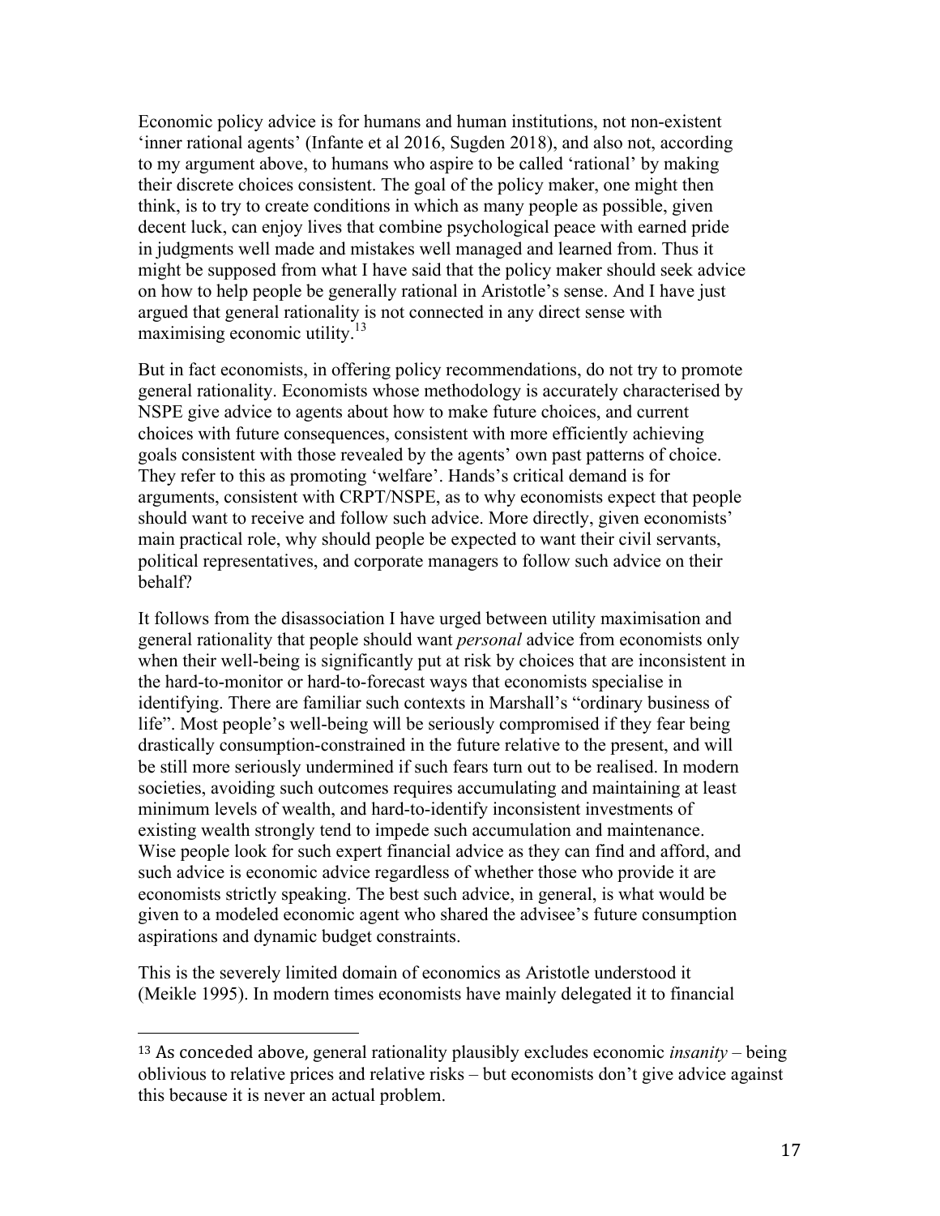Economic policy advice is for humans and human institutions, not non-existent 'inner rational agents' (Infante et al 2016, Sugden 2018), and also not, according to my argument above, to humans who aspire to be called 'rational' by making their discrete choices consistent. The goal of the policy maker, one might then think, is to try to create conditions in which as many people as possible, given decent luck, can enjoy lives that combine psychological peace with earned pride in judgments well made and mistakes well managed and learned from. Thus it might be supposed from what I have said that the policy maker should seek advice on how to help people be generally rational in Aristotle's sense. And I have just argued that general rationality is not connected in any direct sense with maximising economic utility.[13]

But in fact economists, in offering policy recommendations, do not try to promote general rationality. Economists whose methodology is accurately characterised by NSPE give advice to agents about how to make future choices, and current choices with future consequences, consistent with more efficiently achieving goals consistent with those revealed by the agents' own past patterns of choice. They refer to this as promoting 'welfare'. Hands's critical demand is for arguments, consistent with CRPT/NSPE, as to why economists expect that people should want to receive and follow such advice. More directly, given economists' main practical role, why should people be expected to want their civil servants, political representatives, and corporate managers to follow such advice on their behalf?

It follows from the disassociation I have urged between utility maximisation and general rationality that people should want *personal* advice from economists only when their well-being is significantly put at risk by choices that are inconsistent in the hard-to-monitor or hard-to-forecast ways that economists specialise in identifying. There are familiar such contexts in Marshall's "ordinary business of life". Most people's well-being will be seriously compromised if they fear being drastically consumption-constrained in the future relative to the present, and will be still more seriously undermined if such fears turn out to be realised. In modern societies, avoiding such outcomes requires accumulating and maintaining at least minimum levels of wealth, and hard-to-identify inconsistent investments of existing wealth strongly tend to impede such accumulation and maintenance. Wise people look for such expert financial advice as they can find and afford, and such advice is economic advice regardless of whether those who provide it are economists strictly speaking. The best such advice, in general, is what would be given to a modeled economic agent who shared the advisee's future consumption aspirations and dynamic budget constraints.

This is the severely limited domain of economics as Aristotle understood it (Meikle 1995). In modern times economists have mainly delegated it to financial

---

[13] As conceded above, general rationality plausibly excludes economic *insanity* – being oblivious to relative prices and relative risks – but economists don't give advice against this because it is never an actual problem.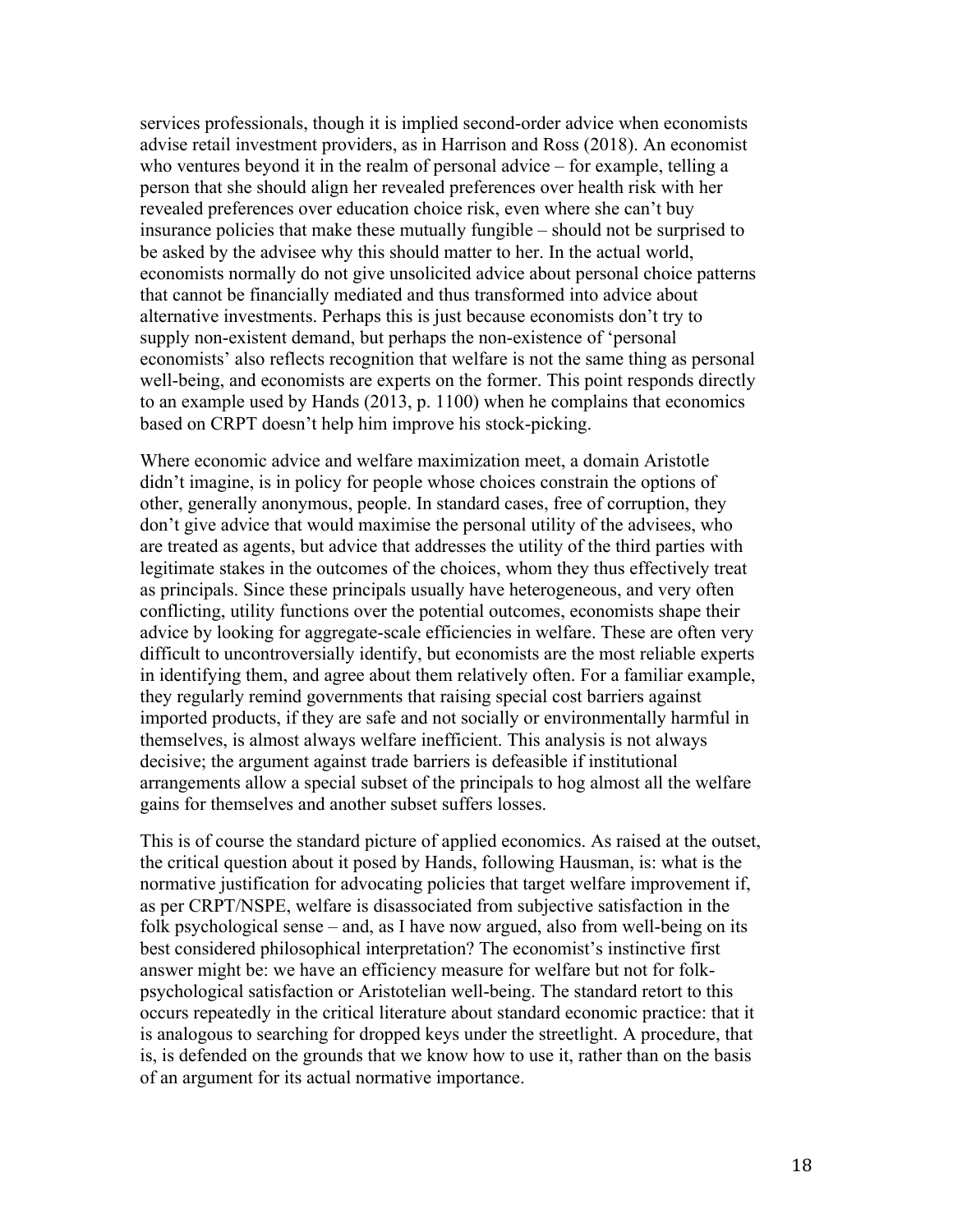services professionals, though it is implied second-order advice when economists advise retail investment providers, as in Harrison and Ross (2018). An economist who ventures beyond it in the realm of personal advice – for example, telling a person that she should align her revealed preferences over health risk with her revealed preferences over education choice risk, even where she can't buy insurance policies that make these mutually fungible – should not be surprised to be asked by the advisee why this should matter to her. In the actual world, economists normally do not give unsolicited advice about personal choice patterns that cannot be financially mediated and thus transformed into advice about alternative investments. Perhaps this is just because economists don't try to supply non-existent demand, but perhaps the non-existence of 'personal economists' also reflects recognition that welfare is not the same thing as personal well-being, and economists are experts on the former. This point responds directly to an example used by Hands (2013, p. 1100) when he complains that economics based on CRPT doesn't help him improve his stock-picking.

Where economic advice and welfare maximization meet, a domain Aristotle didn't imagine, is in policy for people whose choices constrain the options of other, generally anonymous, people. In standard cases, free of corruption, they don't give advice that would maximise the personal utility of the advisees, who are treated as agents, but advice that addresses the utility of the third parties with legitimate stakes in the outcomes of the choices, whom they thus effectively treat as principals. Since these principals usually have heterogeneous, and very often conflicting, utility functions over the potential outcomes, economists shape their advice by looking for aggregate-scale efficiencies in welfare. These are often very difficult to uncontroversially identify, but economists are the most reliable experts in identifying them, and agree about them relatively often. For a familiar example, they regularly remind governments that raising special cost barriers against imported products, if they are safe and not socially or environmentally harmful in themselves, is almost always welfare inefficient. This analysis is not always decisive; the argument against trade barriers is defeasible if institutional arrangements allow a special subset of the principals to hog almost all the welfare gains for themselves and another subset suffers losses.

This is of course the standard picture of applied economics. As raised at the outset, the critical question about it posed by Hands, following Hausman, is: what is the normative justification for advocating policies that target welfare improvement if, as per CRPT/NSPE, welfare is disassociated from subjective satisfaction in the folk psychological sense – and, as I have now argued, also from well-being on its best considered philosophical interpretation? The economist's instinctive first answer might be: we have an efficiency measure for welfare but not for folk-psychological satisfaction or Aristotelian well-being. The standard retort to this occurs repeatedly in the critical literature about standard economic practice: that it is analogous to searching for dropped keys under the streetlight. A procedure, that is, is defended on the grounds that we know how to use it, rather than on the basis of an argument for its actual normative importance.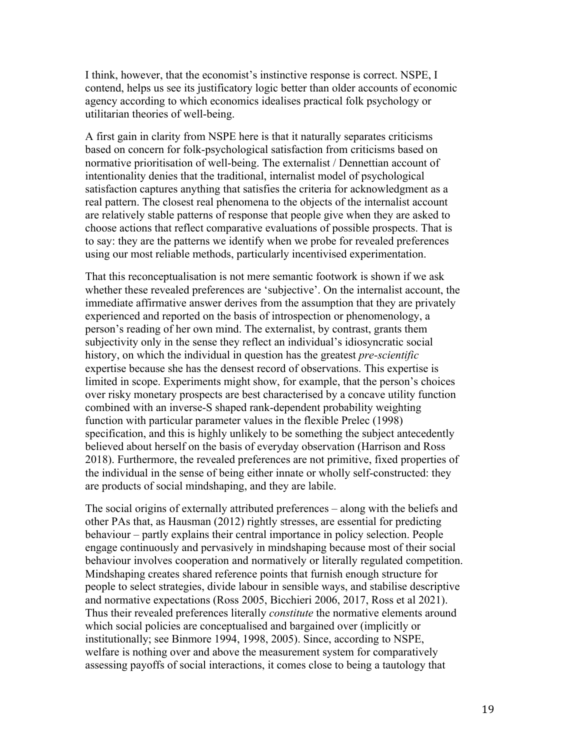I think, however, that the economist's instinctive response is correct. NSPE, I contend, helps us see its justificatory logic better than older accounts of economic agency according to which economics idealises practical folk psychology or utilitarian theories of well-being.

A first gain in clarity from NSPE here is that it naturally separates criticisms based on concern for folk-psychological satisfaction from criticisms based on normative prioritisation of well-being. The externalist / Dennettian account of intentionality denies that the traditional, internalist model of psychological satisfaction captures anything that satisfies the criteria for acknowledgment as a real pattern. The closest real phenomena to the objects of the internalist account are relatively stable patterns of response that people give when they are asked to choose actions that reflect comparative evaluations of possible prospects. That is to say: they are the patterns we identify when we probe for revealed preferences using our most reliable methods, particularly incentivised experimentation.

That this reconceptualisation is not mere semantic footwork is shown if we ask whether these revealed preferences are 'subjective'. On the internalist account, the immediate affirmative answer derives from the assumption that they are privately experienced and reported on the basis of introspection or phenomenology, a person's reading of her own mind. The externalist, by contrast, grants them subjectivity only in the sense they reflect an individual's idiosyncratic social history, on which the individual in question has the greatest *pre-scientific* expertise because she has the densest record of observations. This expertise is limited in scope. Experiments might show, for example, that the person's choices over risky monetary prospects are best characterised by a concave utility function combined with an inverse-S shaped rank-dependent probability weighting function with particular parameter values in the flexible Prelec (1998) specification, and this is highly unlikely to be something the subject antecedently believed about herself on the basis of everyday observation (Harrison and Ross 2018). Furthermore, the revealed preferences are not primitive, fixed properties of the individual in the sense of being either innate or wholly self-constructed: they are products of social mindshaping, and they are labile.

The social origins of externally attributed preferences – along with the beliefs and other PAs that, as Hausman (2012) rightly stresses, are essential for predicting behaviour – partly explains their central importance in policy selection. People engage continuously and pervasively in mindshaping because most of their social behaviour involves cooperation and normatively or literally regulated competition. Mindshaping creates shared reference points that furnish enough structure for people to select strategies, divide labour in sensible ways, and stabilise descriptive and normative expectations (Ross 2005, Bicchieri 2006, 2017, Ross et al 2021). Thus their revealed preferences literally *constitute* the normative elements around which social policies are conceptualised and bargained over (implicitly or institutionally; see Binmore 1994, 1998, 2005). Since, according to NSPE, welfare is nothing over and above the measurement system for comparatively assessing payoffs of social interactions, it comes close to being a tautology that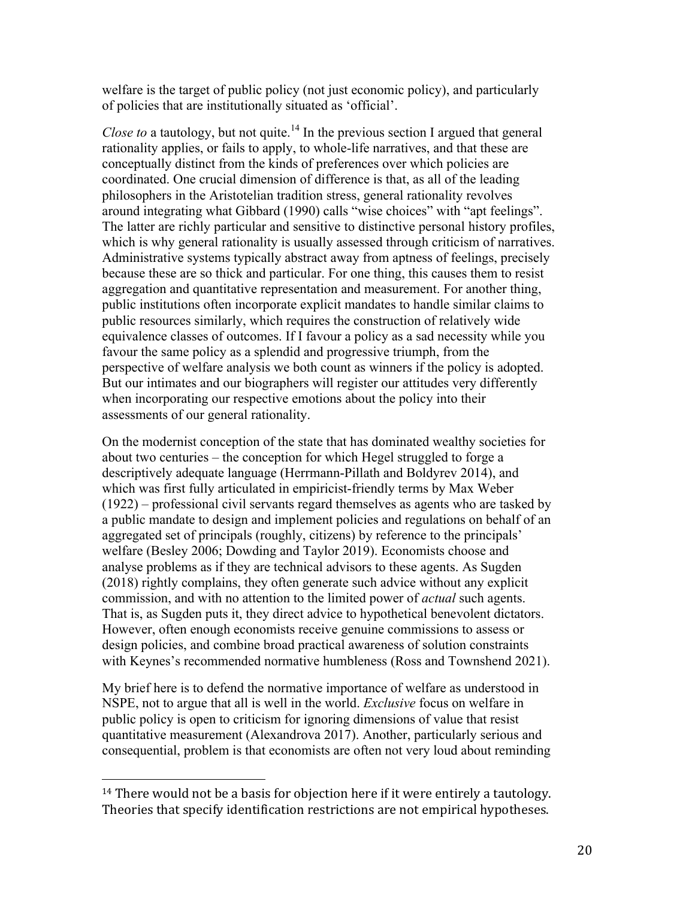welfare is the target of public policy (not just economic policy), and particularly of policies that are institutionally situated as 'official'.

*Close to* a tautology, but not quite.[14] In the previous section I argued that general rationality applies, or fails to apply, to whole-life narratives, and that these are conceptually distinct from the kinds of preferences over which policies are coordinated. One crucial dimension of difference is that, as all of the leading philosophers in the Aristotelian tradition stress, general rationality revolves around integrating what Gibbard (1990) calls "wise choices" with "apt feelings". The latter are richly particular and sensitive to distinctive personal history profiles, which is why general rationality is usually assessed through criticism of narratives. Administrative systems typically abstract away from aptness of feelings, precisely because these are so thick and particular. For one thing, this causes them to resist aggregation and quantitative representation and measurement. For another thing, public institutions often incorporate explicit mandates to handle similar claims to public resources similarly, which requires the construction of relatively wide equivalence classes of outcomes. If I favour a policy as a sad necessity while you favour the same policy as a splendid and progressive triumph, from the perspective of welfare analysis we both count as winners if the policy is adopted. But our intimates and our biographers will register our attitudes very differently when incorporating our respective emotions about the policy into their assessments of our general rationality.

On the modernist conception of the state that has dominated wealthy societies for about two centuries – the conception for which Hegel struggled to forge a descriptively adequate language (Herrmann-Pillath and Boldyrev 2014), and which was first fully articulated in empiricist-friendly terms by Max Weber (1922) – professional civil servants regard themselves as agents who are tasked by a public mandate to design and implement policies and regulations on behalf of an aggregated set of principals (roughly, citizens) by reference to the principals' welfare (Besley 2006; Dowding and Taylor 2019). Economists choose and analyse problems as if they are technical advisors to these agents. As Sugden (2018) rightly complains, they often generate such advice without any explicit commission, and with no attention to the limited power of *actual* such agents. That is, as Sugden puts it, they direct advice to hypothetical benevolent dictators. However, often enough economists receive genuine commissions to assess or design policies, and combine broad practical awareness of solution constraints with Keynes's recommended normative humbleness (Ross and Townshend 2021).

My brief here is to defend the normative importance of welfare as understood in NSPE, not to argue that all is well in the world. *Exclusive* focus on welfare in public policy is open to criticism for ignoring dimensions of value that resist quantitative measurement (Alexandrova 2017). Another, particularly serious and consequential, problem is that economists are often not very loud about reminding

---

[14] There would not be a basis for objection here if it were entirely a tautology. Theories that specify identification restrictions are not empirical hypotheses.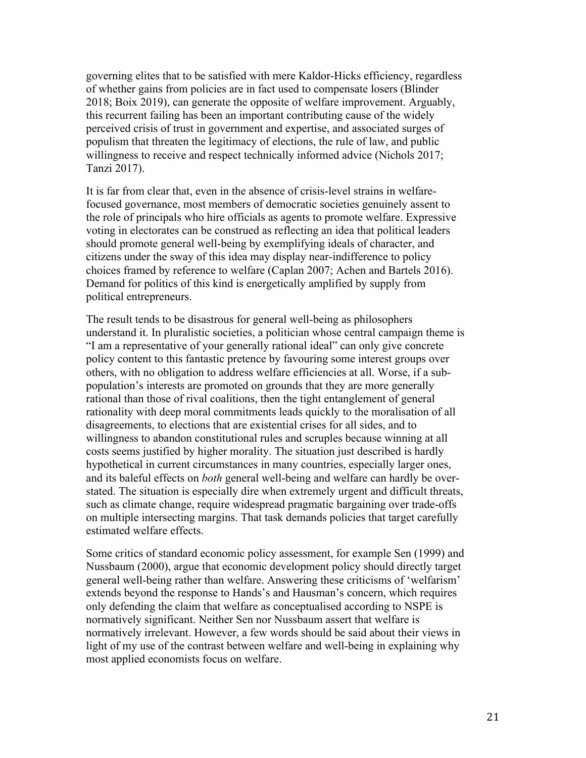governing elites that to be satisfied with mere Kaldor-Hicks efficiency, regardless of whether gains from policies are in fact used to compensate losers (Blinder 2018; Boix 2019), can generate the opposite of welfare improvement. Arguably, this recurrent failing has been an important contributing cause of the widely perceived crisis of trust in government and expertise, and associated surges of populism that threaten the legitimacy of elections, the rule of law, and public willingness to receive and respect technically informed advice (Nichols 2017; Tanzi 2017).

It is far from clear that, even in the absence of crisis-level strains in welfare-focused governance, most members of democratic societies genuinely assent to the role of principals who hire officials as agents to promote welfare. Expressive voting in electorates can be construed as reflecting an idea that political leaders should promote general well-being by exemplifying ideals of character, and citizens under the sway of this idea may display near-indifference to policy choices framed by reference to welfare (Caplan 2007; Achen and Bartels 2016). Demand for politics of this kind is energetically amplified by supply from political entrepreneurs.

The result tends to be disastrous for general well-being as philosophers understand it. In pluralistic societies, a politician whose central campaign theme is "I am a representative of your generally rational ideal" can only give concrete policy content to this fantastic pretence by favouring some interest groups over others, with no obligation to address welfare efficiencies at all. Worse, if a sub-population's interests are promoted on grounds that they are more generally rational than those of rival coalitions, then the tight entanglement of general rationality with deep moral commitments leads quickly to the moralisation of all disagreements, to elections that are existential crises for all sides, and to willingness to abandon constitutional rules and scruples because winning at all costs seems justified by higher morality. The situation just described is hardly hypothetical in current circumstances in many countries, especially larger ones, and its baleful effects on *both* general well-being and welfare can hardly be over-stated. The situation is especially dire when extremely urgent and difficult threats, such as climate change, require widespread pragmatic bargaining over trade-offs on multiple intersecting margins. That task demands policies that target carefully estimated welfare effects.

Some critics of standard economic policy assessment, for example Sen (1999) and Nussbaum (2000), argue that economic development policy should directly target general well-being rather than welfare. Answering these criticisms of 'welfarism' extends beyond the response to Hands's and Hausman's concern, which requires only defending the claim that welfare as conceptualised according to NSPE is normatively significant. Neither Sen nor Nussbaum assert that welfare is normatively irrelevant. However, a few words should be said about their views in light of my use of the contrast between welfare and well-being in explaining why most applied economists focus on welfare.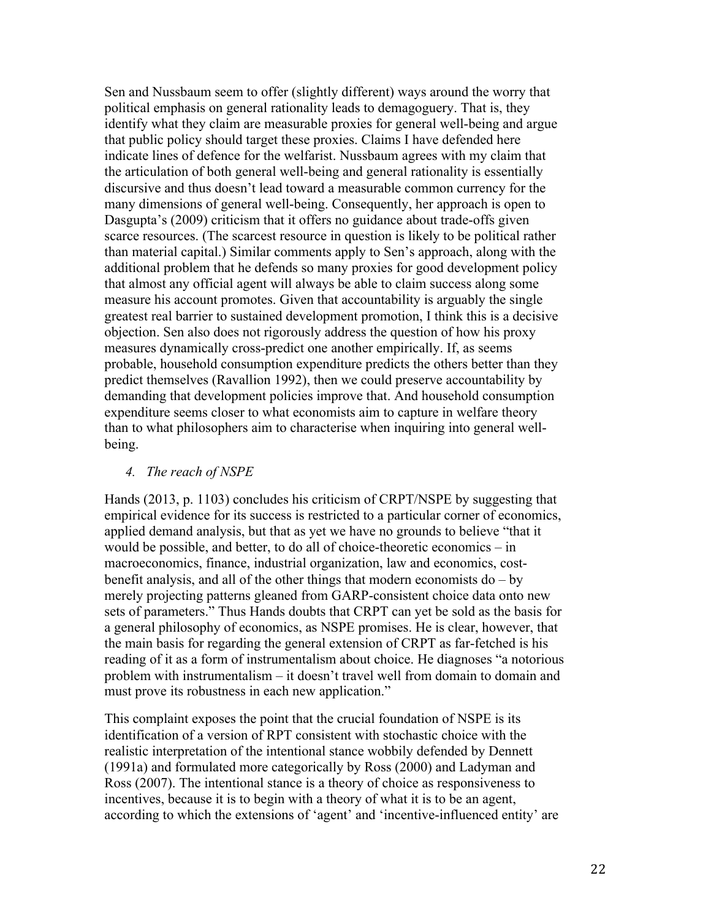Sen and Nussbaum seem to offer (slightly different) ways around the worry that political emphasis on general rationality leads to demagoguery. That is, they identify what they claim are measurable proxies for general well-being and argue that public policy should target these proxies. Claims I have defended here indicate lines of defence for the welfarist. Nussbaum agrees with my claim that the articulation of both general well-being and general rationality is essentially discursive and thus doesn't lead toward a measurable common currency for the many dimensions of general well-being. Consequently, her approach is open to Dasgupta's (2009) criticism that it offers no guidance about trade-offs given scarce resources. (The scarcest resource in question is likely to be political rather than material capital.) Similar comments apply to Sen's approach, along with the additional problem that he defends so many proxies for good development policy that almost any official agent will always be able to claim success along some measure his account promotes. Given that accountability is arguably the single greatest real barrier to sustained development promotion, I think this is a decisive objection. Sen also does not rigorously address the question of how his proxy measures dynamically cross-predict one another empirically. If, as seems probable, household consumption expenditure predicts the others better than they predict themselves (Ravallion 1992), then we could preserve accountability by demanding that development policies improve that. And household consumption expenditure seems closer to what economists aim to capture in welfare theory than to what philosophers aim to characterise when inquiring into general well-being.

## 4. *The reach of NSPE*

Hands (2013, p. 1103) concludes his criticism of CRPT/NSPE by suggesting that empirical evidence for its success is restricted to a particular corner of economics, applied demand analysis, but that as yet we have no grounds to believe "that it would be possible, and better, to do all of choice-theoretic economics – in macroeconomics, finance, industrial organization, law and economics, cost-benefit analysis, and all of the other things that modern economists do – by merely projecting patterns gleaned from GARP-consistent choice data onto new sets of parameters." Thus Hands doubts that CRPT can yet be sold as the basis for a general philosophy of economics, as NSPE promises. He is clear, however, that the main basis for regarding the general extension of CRPT as far-fetched is his reading of it as a form of instrumentalism about choice. He diagnoses "a notorious problem with instrumentalism – it doesn't travel well from domain to domain and must prove its robustness in each new application."

This complaint exposes the point that the crucial foundation of NSPE is its identification of a version of RPT consistent with stochastic choice with the realistic interpretation of the intentional stance wobbily defended by Dennett (1991a) and formulated more categorically by Ross (2000) and Ladyman and Ross (2007). The intentional stance is a theory of choice as responsiveness to incentives, because it is to begin with a theory of what it is to be an agent, according to which the extensions of 'agent' and 'incentive-influenced entity' are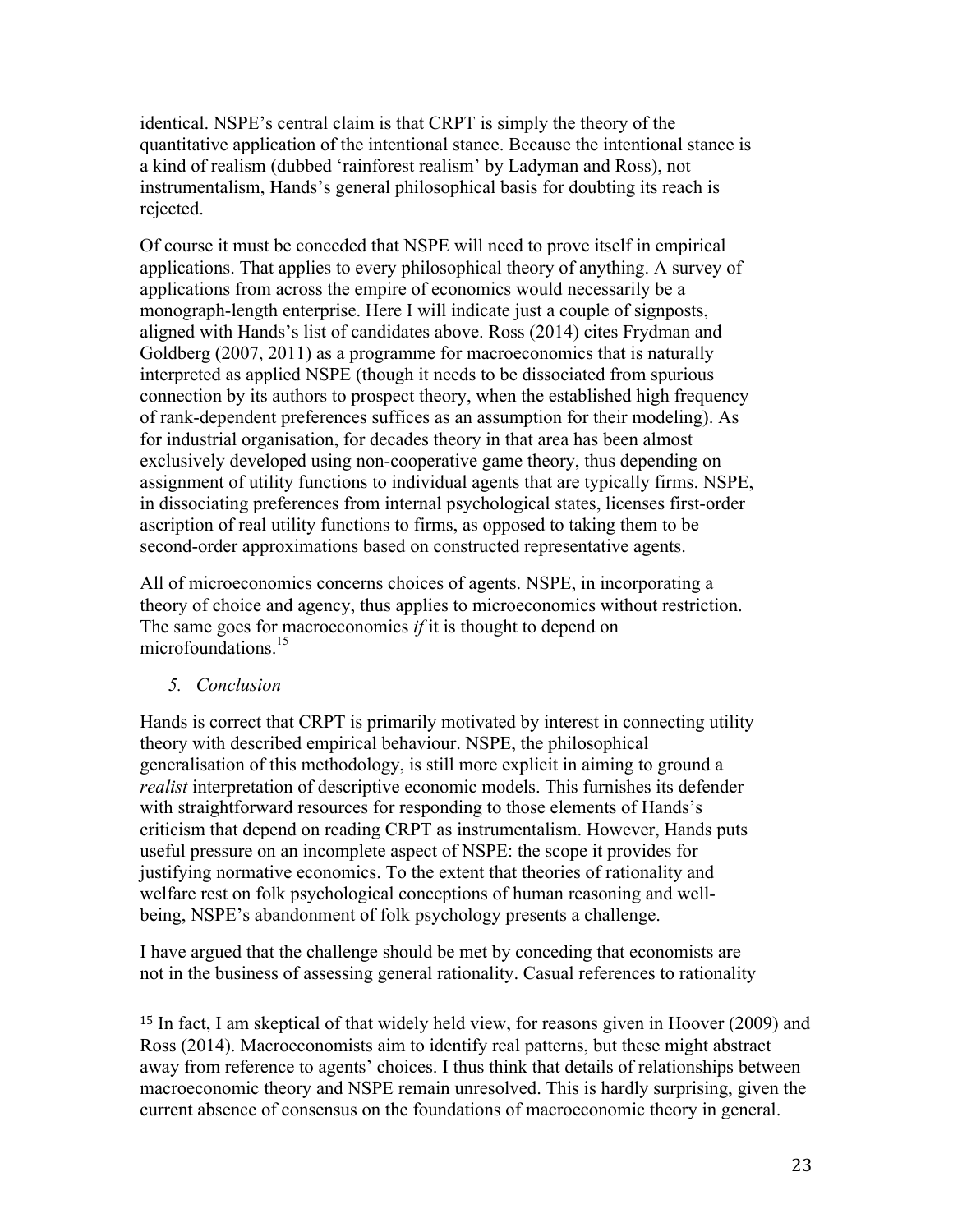identical. NSPE's central claim is that CRPT is simply the theory of the quantitative application of the intentional stance. Because the intentional stance is a kind of realism (dubbed 'rainforest realism' by Ladyman and Ross), not instrumentalism, Hands's general philosophical basis for doubting its reach is rejected.

Of course it must be conceded that NSPE will need to prove itself in empirical applications. That applies to every philosophical theory of anything. A survey of applications from across the empire of economics would necessarily be a monograph-length enterprise. Here I will indicate just a couple of signposts, aligned with Hands's list of candidates above. Ross (2014) cites Frydman and Goldberg (2007, 2011) as a programme for macroeconomics that is naturally interpreted as applied NSPE (though it needs to be dissociated from spurious connection by its authors to prospect theory, when the established high frequency of rank-dependent preferences suffices as an assumption for their modeling). As for industrial organisation, for decades theory in that area has been almost exclusively developed using non-cooperative game theory, thus depending on assignment of utility functions to individual agents that are typically firms. NSPE, in dissociating preferences from internal psychological states, licenses first-order ascription of real utility functions to firms, as opposed to taking them to be second-order approximations based on constructed representative agents.

All of microeconomics concerns choices of agents. NSPE, in incorporating a theory of choice and agency, thus applies to microeconomics without restriction. The same goes for macroeconomics *if* it is thought to depend on microfoundations.[15]

### 5. Conclusion

Hands is correct that CRPT is primarily motivated by interest in connecting utility theory with described empirical behaviour. NSPE, the philosophical generalisation of this methodology, is still more explicit in aiming to ground a *realist* interpretation of descriptive economic models. This furnishes its defender with straightforward resources for responding to those elements of Hands's criticism that depend on reading CRPT as instrumentalism. However, Hands puts useful pressure on an incomplete aspect of NSPE: the scope it provides for justifying normative economics. To the extent that theories of rationality and welfare rest on folk psychological conceptions of human reasoning and well-being, NSPE's abandonment of folk psychology presents a challenge.

I have argued that the challenge should be met by conceding that economists are not in the business of assessing general rationality. Casual references to rationality

---

[15] In fact, I am skeptical of that widely held view, for reasons given in Hoover (2009) and Ross (2014). Macroeconomists aim to identify real patterns, but these might abstract away from reference to agents' choices. I thus think that details of relationships between macroeconomic theory and NSPE remain unresolved. This is hardly surprising, given the current absence of consensus on the foundations of macroeconomic theory in general.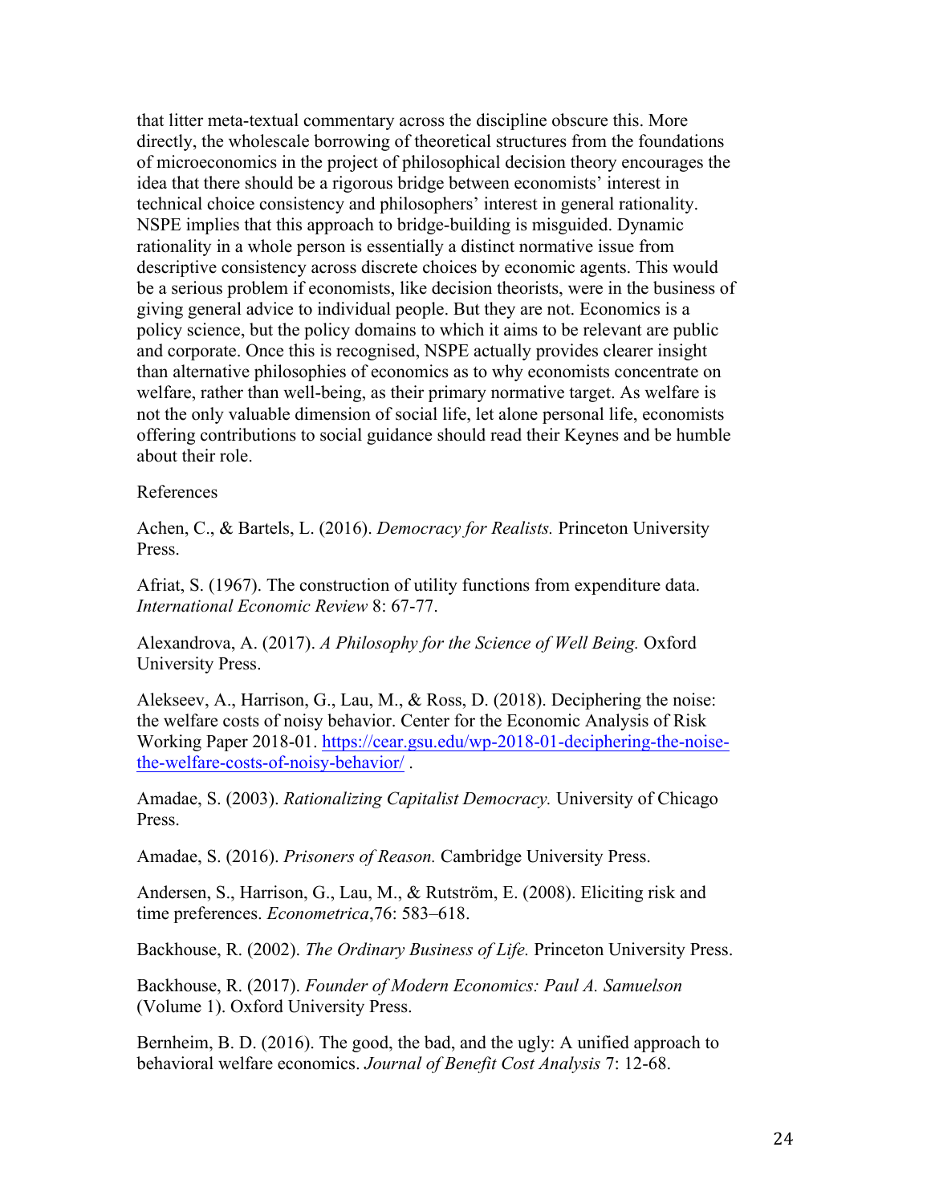that litter meta-textual commentary across the discipline obscure this. More directly, the wholescale borrowing of theoretical structures from the foundations of microeconomics in the project of philosophical decision theory encourages the idea that there should be a rigorous bridge between economists' interest in technical choice consistency and philosophers' interest in general rationality. NSPE implies that this approach to bridge-building is misguided. Dynamic rationality in a whole person is essentially a distinct normative issue from descriptive consistency across discrete choices by economic agents. This would be a serious problem if economists, like decision theorists, were in the business of giving general advice to individual people. But they are not. Economics is a policy science, but the policy domains to which it aims to be relevant are public and corporate. Once this is recognised, NSPE actually provides clearer insight than alternative philosophies of economics as to why economists concentrate on welfare, rather than well-being, as their primary normative target. As welfare is not the only valuable dimension of social life, let alone personal life, economists offering contributions to social guidance should read their Keynes and be humble about their role.

References

Achen, C., & Bartels, L. (2016). *Democracy for Realists.* Princeton University Press.

Afriat, S. (1967). The construction of utility functions from expenditure data. *International Economic Review* 8: 67-77.

Alexandrova, A. (2017). *A Philosophy for the Science of Well Being.* Oxford University Press.

Alekseev, A., Harrison, G., Lau, M., & Ross, D. (2018). Deciphering the noise: the welfare costs of noisy behavior. Center for the Economic Analysis of Risk Working Paper 2018-01. https://cear.gsu.edu/wp-2018-01-deciphering-the-noise-the-welfare-costs-of-noisy-behavior/ .

Amadae, S. (2003). *Rationalizing Capitalist Democracy.* University of Chicago Press.

Amadae, S. (2016). *Prisoners of Reason.* Cambridge University Press.

Andersen, S., Harrison, G., Lau, M., & Rutström, E. (2008). Eliciting risk and time preferences. *Econometrica*,76: 583–618.

Backhouse, R. (2002). *The Ordinary Business of Life.* Princeton University Press.

Backhouse, R. (2017). *Founder of Modern Economics: Paul A. Samuelson* (Volume 1). Oxford University Press.

Bernheim, B. D. (2016). The good, the bad, and the ugly: A unified approach to behavioral welfare economics. *Journal of Benefit Cost Analysis* 7: 12-68.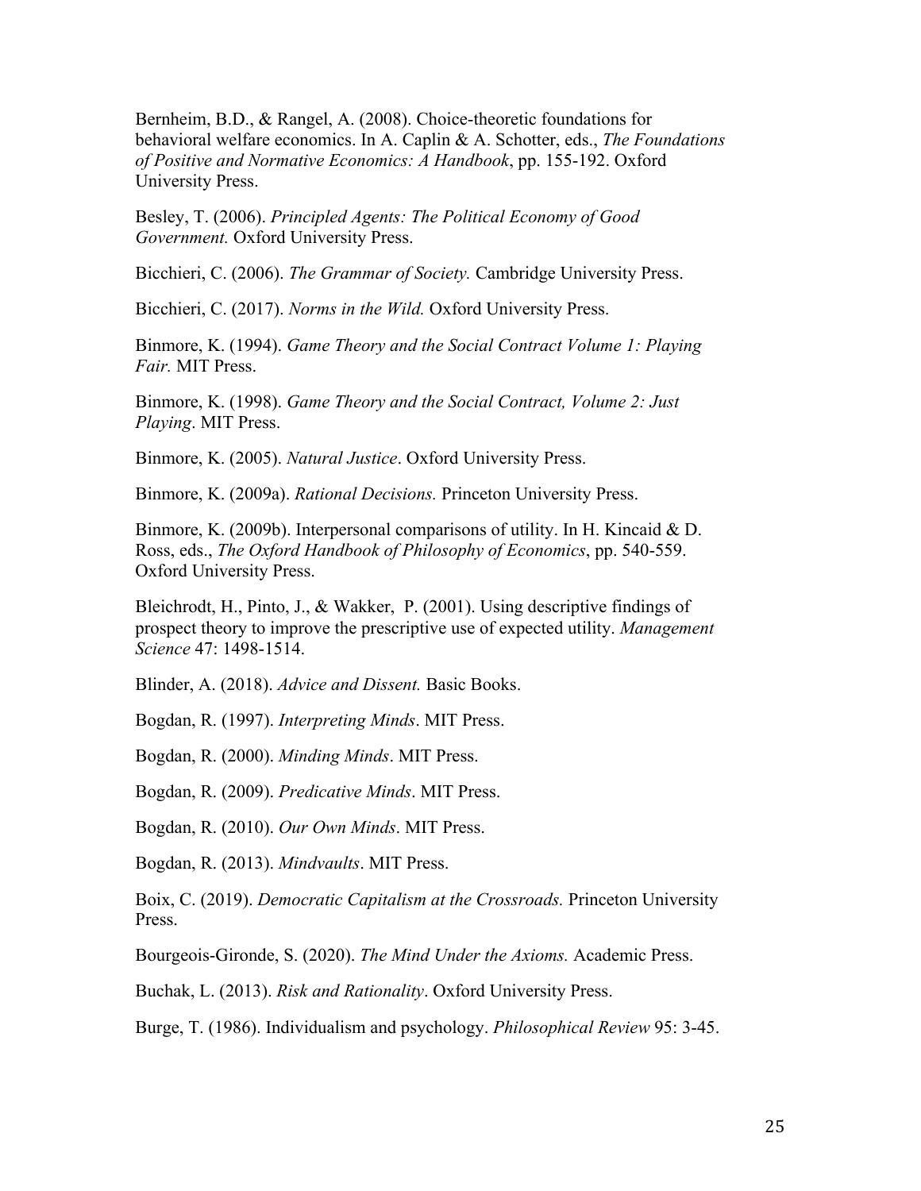Bernheim, B.D., & Rangel, A. (2008). Choice-theoretic foundations for behavioral welfare economics. In A. Caplin & A. Schotter, eds., *The Foundations of Positive and Normative Economics: A Handbook*, pp. 155-192. Oxford University Press.

Besley, T. (2006). *Principled Agents: The Political Economy of Good Government.* Oxford University Press.

Bicchieri, C. (2006). *The Grammar of Society.* Cambridge University Press.

Bicchieri, C. (2017). *Norms in the Wild.* Oxford University Press.

Binmore, K. (1994). *Game Theory and the Social Contract Volume 1: Playing Fair.* MIT Press.

Binmore, K. (1998). *Game Theory and the Social Contract, Volume 2: Just Playing*. MIT Press.

Binmore, K. (2005). *Natural Justice*. Oxford University Press.

Binmore, K. (2009a). *Rational Decisions.* Princeton University Press.

Binmore, K. (2009b). Interpersonal comparisons of utility. In H. Kincaid & D. Ross, eds., *The Oxford Handbook of Philosophy of Economics*, pp. 540-559. Oxford University Press.

Bleichrodt, H., Pinto, J., & Wakker, P. (2001). Using descriptive findings of prospect theory to improve the prescriptive use of expected utility. *Management Science* 47: 1498-1514.

Blinder, A. (2018). *Advice and Dissent.* Basic Books.

Bogdan, R. (1997). *Interpreting Minds*. MIT Press.

Bogdan, R. (2000). *Minding Minds*. MIT Press.

Bogdan, R. (2009). *Predicative Minds*. MIT Press.

Bogdan, R. (2010). *Our Own Minds*. MIT Press.

Bogdan, R. (2013). *Mindvaults*. MIT Press.

Boix, C. (2019). *Democratic Capitalism at the Crossroads.* Princeton University Press.

Bourgeois-Gironde, S. (2020). *The Mind Under the Axioms.* Academic Press.

Buchak, L. (2013). *Risk and Rationality*. Oxford University Press.

Burge, T. (1986). Individualism and psychology. *Philosophical Review* 95: 3-45.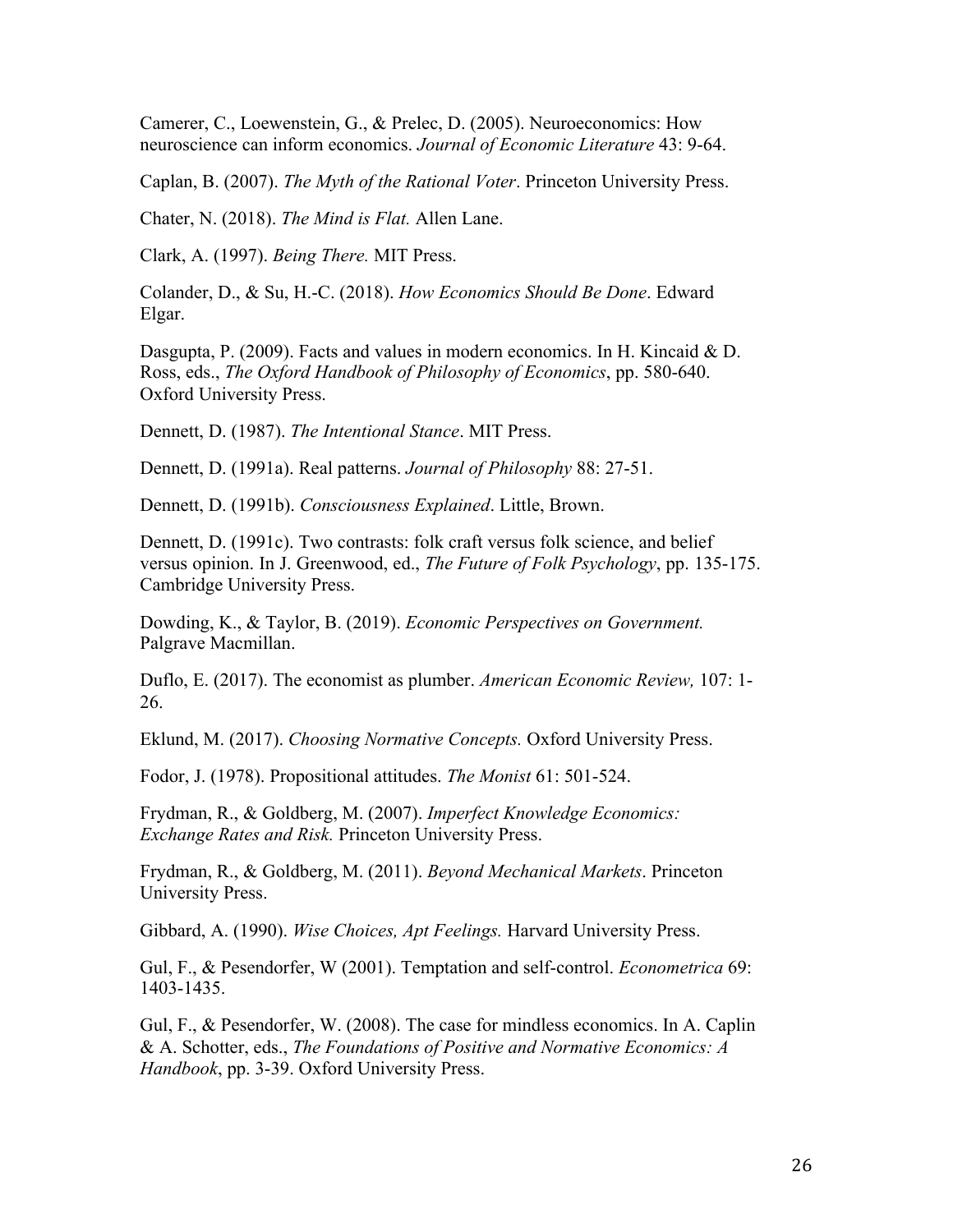Camerer, C., Loewenstein, G., & Prelec, D. (2005). Neuroeconomics: How neuroscience can inform economics. *Journal of Economic Literature* 43: 9-64.

Caplan, B. (2007). *The Myth of the Rational Voter*. Princeton University Press.

Chater, N. (2018). *The Mind is Flat.* Allen Lane.

Clark, A. (1997). *Being There.* MIT Press.

Colander, D., & Su, H.-C. (2018). *How Economics Should Be Done*. Edward Elgar.

Dasgupta, P. (2009). Facts and values in modern economics. In H. Kincaid & D. Ross, eds., *The Oxford Handbook of Philosophy of Economics*, pp. 580-640. Oxford University Press.

Dennett, D. (1987). *The Intentional Stance*. MIT Press.

Dennett, D. (1991a). Real patterns. *Journal of Philosophy* 88: 27-51.

Dennett, D. (1991b). *Consciousness Explained*. Little, Brown.

Dennett, D. (1991c). Two contrasts: folk craft versus folk science, and belief versus opinion. In J. Greenwood, ed., *The Future of Folk Psychology*, pp. 135-175. Cambridge University Press.

Dowding, K., & Taylor, B. (2019). *Economic Perspectives on Government.* Palgrave Macmillan.

Duflo, E. (2017). The economist as plumber. *American Economic Review,* 107: 1-26.

Eklund, M. (2017). *Choosing Normative Concepts.* Oxford University Press.

Fodor, J. (1978). Propositional attitudes. *The Monist* 61: 501-524.

Frydman, R., & Goldberg, M. (2007). *Imperfect Knowledge Economics: Exchange Rates and Risk.* Princeton University Press.

Frydman, R., & Goldberg, M. (2011). *Beyond Mechanical Markets*. Princeton University Press.

Gibbard, A. (1990). *Wise Choices, Apt Feelings.* Harvard University Press.

Gul, F., & Pesendorfer, W (2001). Temptation and self-control. *Econometrica* 69: 1403-1435.

Gul, F., & Pesendorfer, W. (2008). The case for mindless economics. In A. Caplin & A. Schotter, eds., *The Foundations of Positive and Normative Economics: A Handbook*, pp. 3-39. Oxford University Press.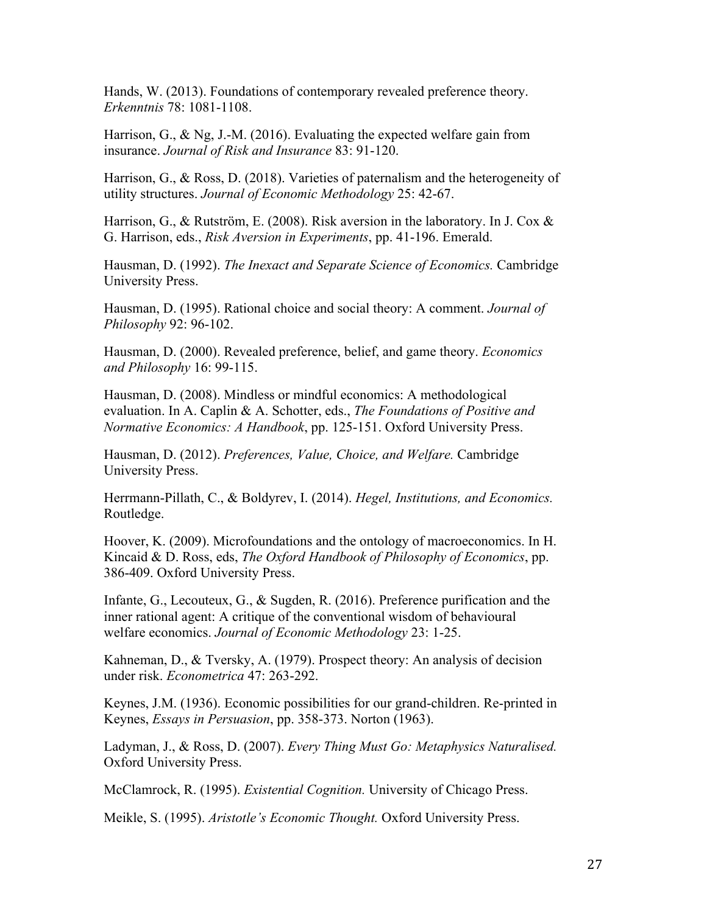Hands, W. (2013). Foundations of contemporary revealed preference theory. *Erkenntnis* 78: 1081-1108.

Harrison, G., & Ng, J.-M. (2016). Evaluating the expected welfare gain from insurance. *Journal of Risk and Insurance* 83: 91-120.

Harrison, G., & Ross, D. (2018). Varieties of paternalism and the heterogeneity of utility structures. *Journal of Economic Methodology* 25: 42-67.

Harrison, G., & Rutström, E. (2008). Risk aversion in the laboratory. In J. Cox & G. Harrison, eds., *Risk Aversion in Experiments*, pp. 41-196. Emerald.

Hausman, D. (1992). *The Inexact and Separate Science of Economics.* Cambridge University Press.

Hausman, D. (1995). Rational choice and social theory: A comment. *Journal of Philosophy* 92: 96-102.

Hausman, D. (2000). Revealed preference, belief, and game theory. *Economics and Philosophy* 16: 99-115.

Hausman, D. (2008). Mindless or mindful economics: A methodological evaluation. In A. Caplin & A. Schotter, eds., *The Foundations of Positive and Normative Economics: A Handbook*, pp. 125-151. Oxford University Press.

Hausman, D. (2012). *Preferences, Value, Choice, and Welfare.* Cambridge University Press.

Herrmann-Pillath, C., & Boldyrev, I. (2014). *Hegel, Institutions, and Economics.* Routledge.

Hoover, K. (2009). Microfoundations and the ontology of macroeconomics. In H. Kincaid & D. Ross, eds, *The Oxford Handbook of Philosophy of Economics*, pp. 386-409. Oxford University Press.

Infante, G., Lecouteux, G., & Sugden, R. (2016). Preference purification and the inner rational agent: A critique of the conventional wisdom of behavioural welfare economics. *Journal of Economic Methodology* 23: 1-25.

Kahneman, D., & Tversky, A. (1979). Prospect theory: An analysis of decision under risk. *Econometrica* 47: 263-292.

Keynes, J.M. (1936). Economic possibilities for our grand-children. Re-printed in Keynes, *Essays in Persuasion*, pp. 358-373. Norton (1963).

Ladyman, J., & Ross, D. (2007). *Every Thing Must Go: Metaphysics Naturalised.* Oxford University Press.

McClamrock, R. (1995). *Existential Cognition.* University of Chicago Press.

Meikle, S. (1995). *Aristotle's Economic Thought.* Oxford University Press.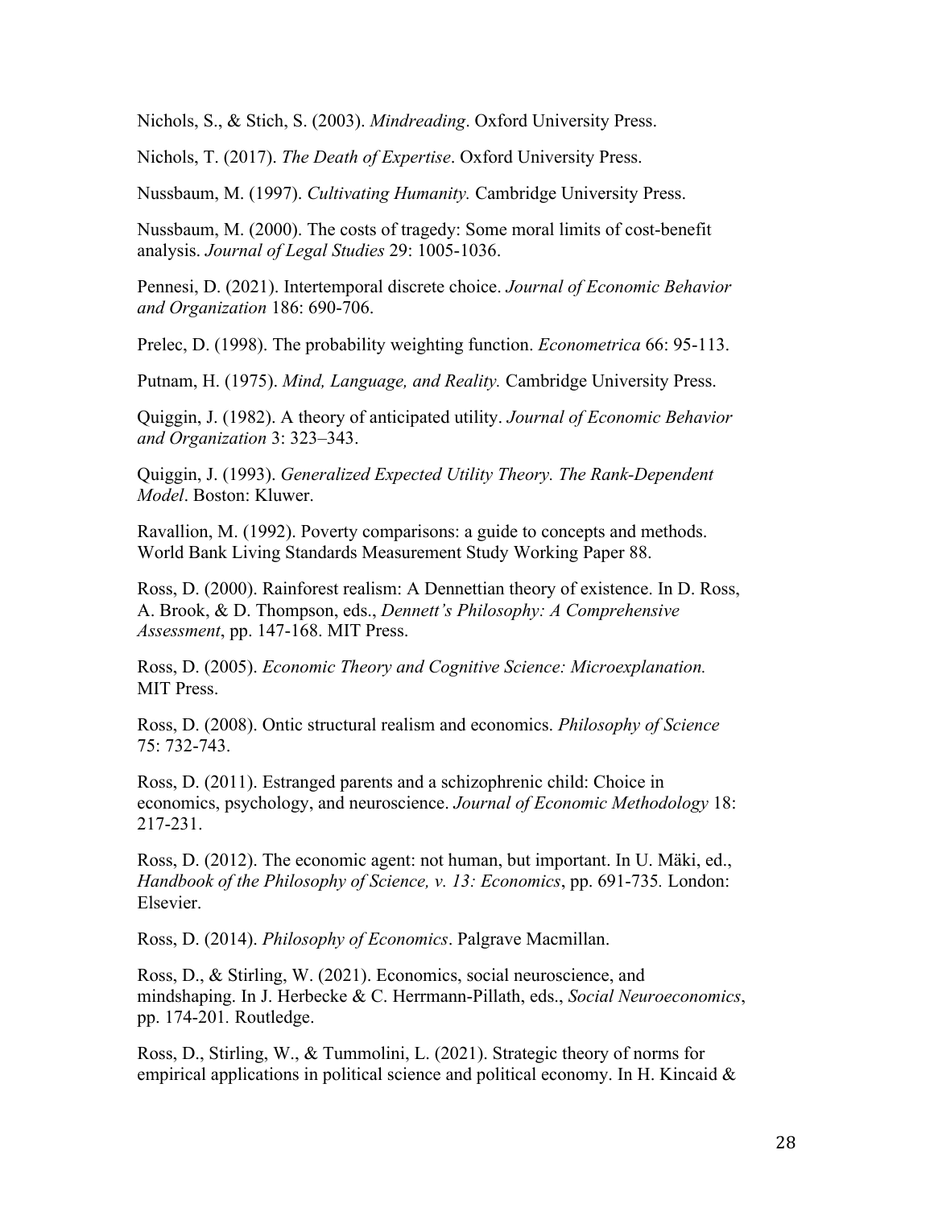Nichols, S., & Stich, S. (2003). *Mindreading*. Oxford University Press.

Nichols, T. (2017). *The Death of Expertise*. Oxford University Press.

Nussbaum, M. (1997). *Cultivating Humanity.* Cambridge University Press.

Nussbaum, M. (2000). The costs of tragedy: Some moral limits of cost-benefit analysis. *Journal of Legal Studies* 29: 1005-1036.

Pennesi, D. (2021). Intertemporal discrete choice. *Journal of Economic Behavior and Organization* 186: 690-706.

Prelec, D. (1998). The probability weighting function. *Econometrica* 66: 95-113.

Putnam, H. (1975). *Mind, Language, and Reality.* Cambridge University Press.

Quiggin, J. (1982). A theory of anticipated utility. *Journal of Economic Behavior and Organization* 3: 323–343.

Quiggin, J. (1993). *Generalized Expected Utility Theory. The Rank-Dependent Model*. Boston: Kluwer.

Ravallion, M. (1992). Poverty comparisons: a guide to concepts and methods. World Bank Living Standards Measurement Study Working Paper 88.

Ross, D. (2000). Rainforest realism: A Dennettian theory of existence. In D. Ross, A. Brook, & D. Thompson, eds., *Dennett's Philosophy: A Comprehensive Assessment*, pp. 147-168. MIT Press.

Ross, D. (2005). *Economic Theory and Cognitive Science: Microexplanation.* MIT Press.

Ross, D. (2008). Ontic structural realism and economics. *Philosophy of Science* 75: 732-743.

Ross, D. (2011). Estranged parents and a schizophrenic child: Choice in economics, psychology, and neuroscience. *Journal of Economic Methodology* 18: 217-231.

Ross, D. (2012). The economic agent: not human, but important. In U. Mäki, ed., *Handbook of the Philosophy of Science, v. 13: Economics*, pp. 691-735. London: Elsevier.

Ross, D. (2014). *Philosophy of Economics*. Palgrave Macmillan.

Ross, D., & Stirling, W. (2021). Economics, social neuroscience, and mindshaping. In J. Herbecke & C. Herrmann-Pillath, eds., *Social Neuroeconomics*, pp. 174-201. Routledge.

Ross, D., Stirling, W., & Tummolini, L. (2021). Strategic theory of norms for empirical applications in political science and political economy. In H. Kincaid &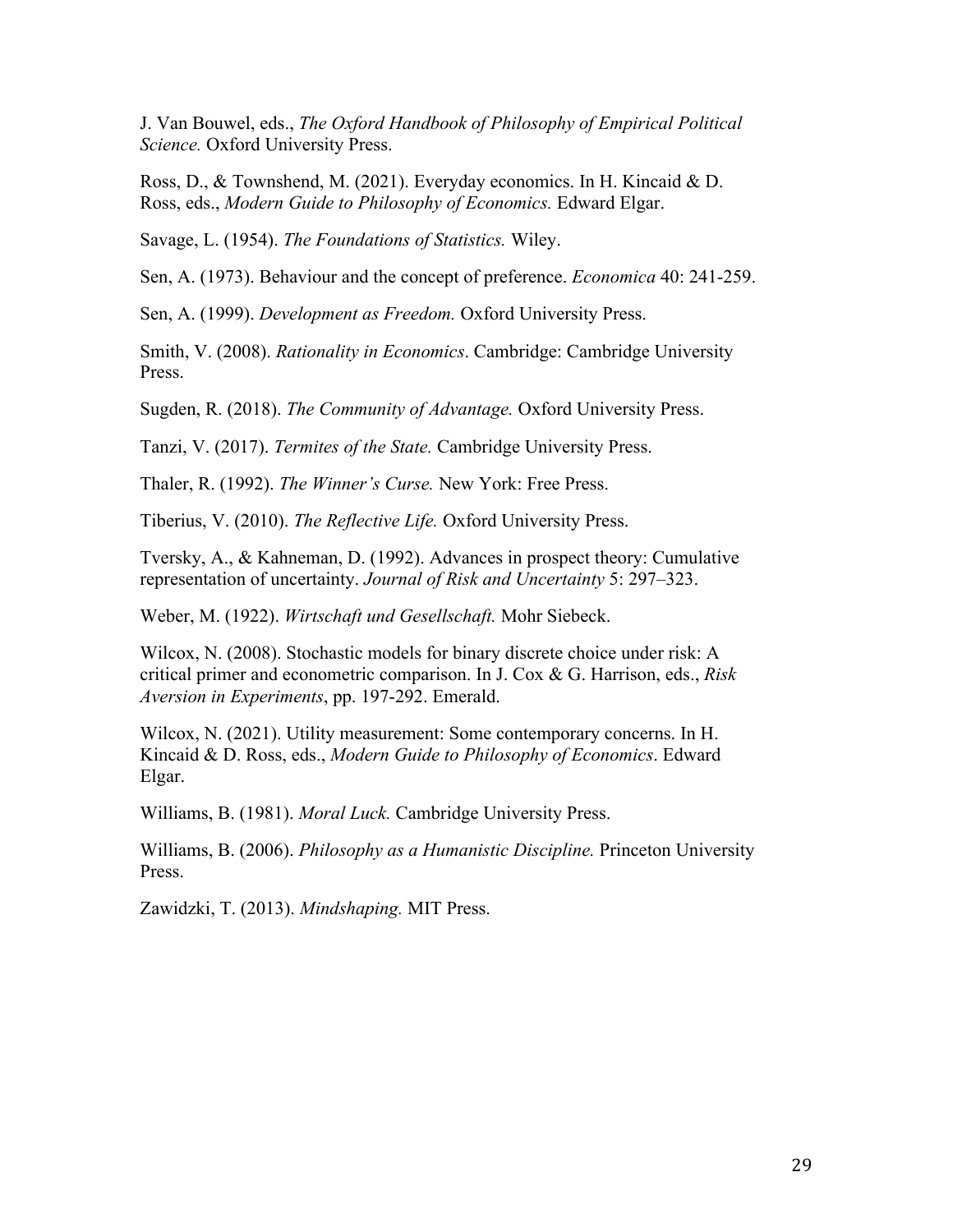J. Van Bouwel, eds., *The Oxford Handbook of Philosophy of Empirical Political Science.* Oxford University Press.

Ross, D., & Townshend, M. (2021). Everyday economics. In H. Kincaid & D. Ross, eds., *Modern Guide to Philosophy of Economics.* Edward Elgar.

Savage, L. (1954). *The Foundations of Statistics.* Wiley.

Sen, A. (1973). Behaviour and the concept of preference. *Economica* 40: 241-259.

Sen, A. (1999). *Development as Freedom.* Oxford University Press.

Smith, V. (2008). *Rationality in Economics*. Cambridge: Cambridge University Press.

Sugden, R. (2018). *The Community of Advantage.* Oxford University Press.

Tanzi, V. (2017). *Termites of the State.* Cambridge University Press.

Thaler, R. (1992). *The Winner's Curse.* New York: Free Press.

Tiberius, V. (2010). *The Reflective Life.* Oxford University Press.

Tversky, A., & Kahneman, D. (1992). Advances in prospect theory: Cumulative representation of uncertainty. *Journal of Risk and Uncertainty* 5: 297–323.

Weber, M. (1922). *Wirtschaft und Gesellschaft.* Mohr Siebeck.

Wilcox, N. (2008). Stochastic models for binary discrete choice under risk: A critical primer and econometric comparison. In J. Cox & G. Harrison, eds., *Risk Aversion in Experiments*, pp. 197-292. Emerald.

Wilcox, N. (2021). Utility measurement: Some contemporary concerns. In H. Kincaid & D. Ross, eds., *Modern Guide to Philosophy of Economics*. Edward Elgar.

Williams, B. (1981). *Moral Luck.* Cambridge University Press.

Williams, B. (2006). *Philosophy as a Humanistic Discipline.* Princeton University Press.

Zawidzki, T. (2013). *Mindshaping.* MIT Press.